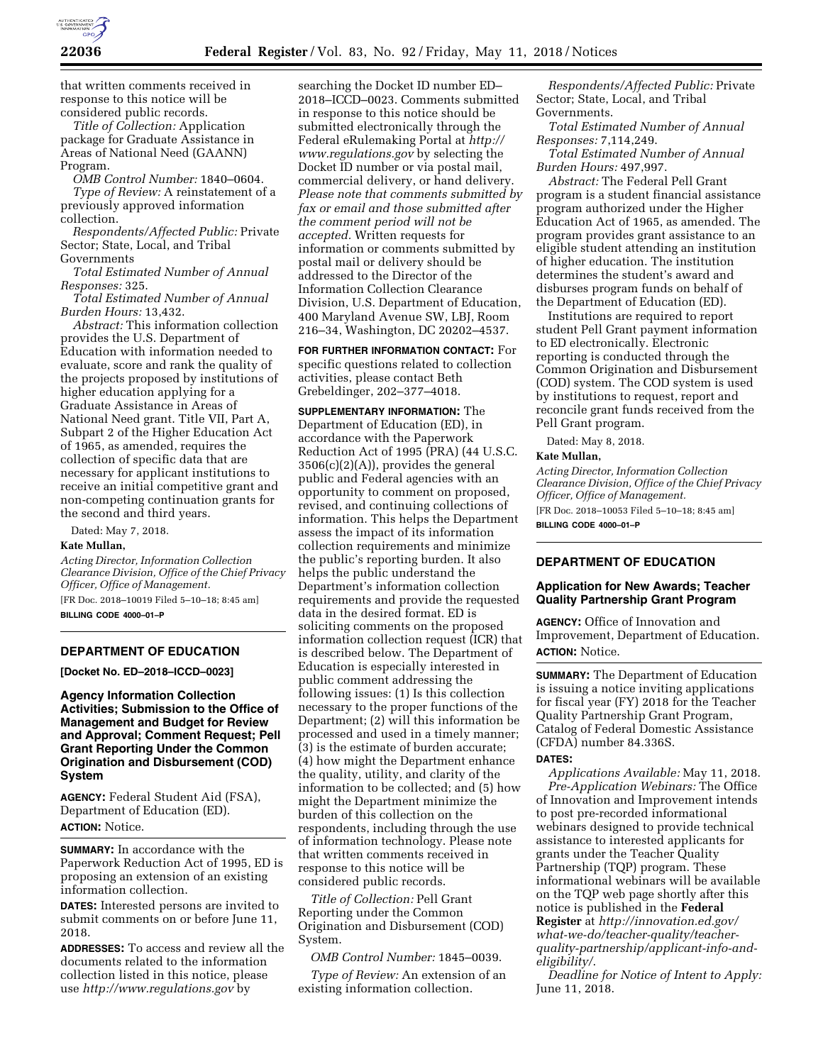that written comments received in response to this notice will be considered public records.

*Title of Collection:* Application package for Graduate Assistance in Areas of National Need (GAANN) Program.

*OMB Control Number:* 1840–0604.

*Type of Review:* A reinstatement of a previously approved information collection.

*Respondents/Affected Public:* Private Sector; State, Local, and Tribal Governments

*Total Estimated Number of Annual Responses:* 325.

*Total Estimated Number of Annual Burden Hours:* 13,432.

*Abstract:* This information collection provides the U.S. Department of Education with information needed to evaluate, score and rank the quality of the projects proposed by institutions of higher education applying for a Graduate Assistance in Areas of National Need grant. Title VII, Part A, Subpart 2 of the Higher Education Act of 1965, as amended, requires the collection of specific data that are necessary for applicant institutions to receive an initial competitive grant and non-competing continuation grants for the second and third years.

Dated: May 7, 2018.

**Kate Mullan,**

*Acting Director, Information Collection Clearance Division, Office of the Chief Privacy Officer, Office of Management.*

[FR Doc. 2018–10019 Filed 5–10–18; 8:45 am]

**BILLING CODE 4000–01–P**

## DEPARTMENT OF EDUCATION

**[Docket No. ED–2018–ICCD–0023]**

### Agency Information Collection Activities; Submission to the Office of Management and Budget for Review and Approval; Comment Request; Pell Grant Reporting Under the Common Origination and Disbursement (COD) System

**AGENCY:** Federal Student Aid (FSA), Department of Education (ED).

**ACTION:** Notice.

**SUMMARY:** In accordance with the Paperwork Reduction Act of 1995, ED is proposing an extension of an existing information collection.

**DATES:** Interested persons are invited to submit comments on or before June 11, 2018.

**ADDRESSES:** To access and review all the documents related to the information collection listed in this notice, please use *http://www.regulations.gov* by searching the Docket ID number ED–2018–ICCD–0023. Comments submitted in response to this notice should be submitted electronically through the Federal eRulemaking Portal at *http://www.regulations.gov* by selecting the Docket ID number or via postal mail, commercial delivery, or hand delivery. *Please note that comments submitted by fax or email and those submitted after the comment period will not be accepted.* Written requests for information or comments submitted by postal mail or delivery should be addressed to the Director of the Information Collection Clearance Division, U.S. Department of Education, 400 Maryland Avenue SW, LBJ, Room 216–34, Washington, DC 20202–4537.

**FOR FURTHER INFORMATION CONTACT:** For specific questions related to collection activities, please contact Beth Grebeldinger, 202–377–4018.

**SUPPLEMENTARY INFORMATION:** The Department of Education (ED), in accordance with the Paperwork Reduction Act of 1995 (PRA) (44 U.S.C. 3506(c)(2)(A)), provides the general public and Federal agencies with an opportunity to comment on proposed, revised, and continuing collections of information. This helps the Department assess the impact of its information collection requirements and minimize the public's reporting burden. It also helps the public understand the Department's information collection requirements and provide the requested data in the desired format. ED is soliciting comments on the proposed information collection request (ICR) that is described below. The Department of Education is especially interested in public comment addressing the following issues: (1) Is this collection necessary to the proper functions of the Department; (2) will this information be processed and used in a timely manner; (3) is the estimate of burden accurate; (4) how might the Department enhance the quality, utility, and clarity of the information to be collected; and (5) how might the Department minimize the burden of this collection on the respondents, including through the use of information technology. Please note that written comments received in response to this notice will be considered public records.

*Title of Collection:* Pell Grant Reporting under the Common Origination and Disbursement (COD) System.

*OMB Control Number:* 1845–0039.

*Type of Review:* An extension of an existing information collection.

*Respondents/Affected Public:* Private Sector; State, Local, and Tribal Governments.

*Total Estimated Number of Annual Responses:* 7,114,249.

*Total Estimated Number of Annual Burden Hours:* 497,997.

*Abstract:* The Federal Pell Grant program is a student financial assistance program authorized under the Higher Education Act of 1965, as amended. The program provides grant assistance to an eligible student attending an institution of higher education. The institution determines the student's award and disburses program funds on behalf of the Department of Education (ED).

Institutions are required to report student Pell Grant payment information to ED electronically. Electronic reporting is conducted through the Common Origination and Disbursement (COD) system. The COD system is used by institutions to request, report and reconcile grant funds received from the Pell Grant program.

Dated: May 8, 2018.

**Kate Mullan,**

*Acting Director, Information Collection Clearance Division, Office of the Chief Privacy Officer, Office of Management.*

[FR Doc. 2018–10053 Filed 5–10–18; 8:45 am]

**BILLING CODE 4000–01–P**

## DEPARTMENT OF EDUCATION

### Application for New Awards; Teacher Quality Partnership Grant Program

**AGENCY:** Office of Innovation and Improvement, Department of Education.

**ACTION:** Notice.

**SUMMARY:** The Department of Education is issuing a notice inviting applications for fiscal year (FY) 2018 for the Teacher Quality Partnership Grant Program, Catalog of Federal Domestic Assistance (CFDA) number 84.336S.

**DATES:**

*Applications Available:* May 11, 2018.

*Pre-Application Webinars:* The Office of Innovation and Improvement intends to post pre-recorded informational webinars designed to provide technical assistance to interested applicants for grants under the Teacher Quality Partnership (TQP) program. These informational webinars will be available on the TQP web page shortly after this notice is published in the **Federal Register** at *http://innovation.ed.gov/what-we-do/teacher-quality/teacher-quality-partnership/applicant-info-and-eligibility/.*

*Deadline for Notice of Intent to Apply:* June 11, 2018.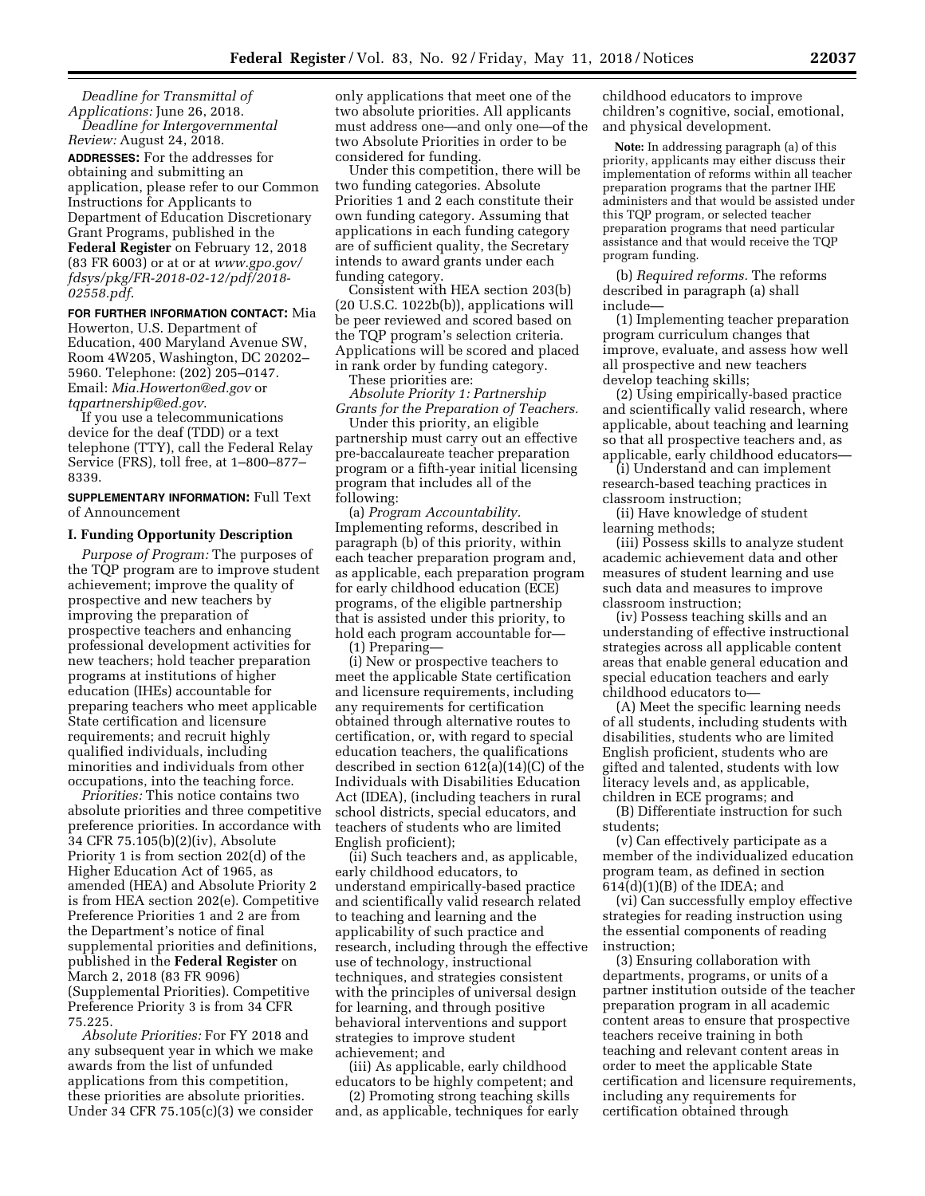*Deadline for Transmittal of Applications:* June 26, 2018.

*Deadline for Intergovernmental Review:* August 24, 2018.

**ADDRESSES:** For the addresses for obtaining and submitting an application, please refer to our Common Instructions for Applicants to Department of Education Discretionary Grant Programs, published in the **Federal Register** on February 12, 2018 (83 FR 6003) or at or at *www.gpo.gov/fdsys/pkg/FR-2018-02-12/pdf/2018-02558.pdf*.

**FOR FURTHER INFORMATION CONTACT:** Mia Howerton, U.S. Department of Education, 400 Maryland Avenue SW, Room 4W205, Washington, DC 20202–5960. Telephone: (202) 205–0147. Email: *Mia.Howerton@ed.gov* or *tqpartnership@ed.gov*.

If you use a telecommunications device for the deaf (TDD) or a text telephone (TTY), call the Federal Relay Service (FRS), toll free, at 1–800–877–8339.

**SUPPLEMENTARY INFORMATION:** Full Text of Announcement

## I. Funding Opportunity Description

*Purpose of Program:* The purposes of the TQP program are to improve student achievement; improve the quality of prospective and new teachers by improving the preparation of prospective teachers and enhancing professional development activities for new teachers; hold teacher preparation programs at institutions of higher education (IHEs) accountable for preparing teachers who meet applicable State certification and licensure requirements; and recruit highly qualified individuals, including minorities and individuals from other occupations, into the teaching force.

*Priorities:* This notice contains two absolute priorities and three competitive preference priorities. In accordance with 34 CFR 75.105(b)(2)(iv), Absolute Priority 1 is from section 202(d) of the Higher Education Act of 1965, as amended (HEA) and Absolute Priority 2 is from HEA section 202(e). Competitive Preference Priorities 1 and 2 are from the Department's notice of final supplemental priorities and definitions, published in the **Federal Register** on March 2, 2018 (83 FR 9096) (Supplemental Priorities). Competitive Preference Priority 3 is from 34 CFR 75.225.

*Absolute Priorities:* For FY 2018 and any subsequent year in which we make awards from the list of unfunded applications from this competition, these priorities are absolute priorities. Under 34 CFR 75.105(c)(3) we consider only applications that meet one of the two absolute priorities. All applicants must address one—and only one—of the two Absolute Priorities in order to be considered for funding.

Under this competition, there will be two funding categories. Absolute Priorities 1 and 2 each constitute their own funding category. Assuming that applications in each funding category are of sufficient quality, the Secretary intends to award grants under each funding category.

Consistent with HEA section 203(b) (20 U.S.C. 1022b(b)), applications will be peer reviewed and scored based on the TQP program's selection criteria. Applications will be scored and placed in rank order by funding category.

These priorities are:

*Absolute Priority 1: Partnership Grants for the Preparation of Teachers.*

Under this priority, an eligible partnership must carry out an effective pre-baccalaureate teacher preparation program or a fifth-year initial licensing program that includes all of the following:

(a) *Program Accountability.* Implementing reforms, described in paragraph (b) of this priority, within each teacher preparation program and, as applicable, each preparation program for early childhood education (ECE) programs, of the eligible partnership that is assisted under this priority, to hold each program accountable for—

(1) Preparing—

(i) New or prospective teachers to meet the applicable State certification and licensure requirements, including any requirements for certification obtained through alternative routes to certification, or, with regard to special education teachers, the qualifications described in section 612(a)(14)(C) of the Individuals with Disabilities Education Act (IDEA), (including teachers in rural school districts, special educators, and teachers of students who are limited English proficient);

(ii) Such teachers and, as applicable, early childhood educators, to understand empirically-based practice and scientifically valid research related to teaching and learning and the applicability of such practice and research, including through the effective use of technology, instructional techniques, and strategies consistent with the principles of universal design for learning, and through positive behavioral interventions and support strategies to improve student achievement; and

(iii) As applicable, early childhood educators to be highly competent; and

(2) Promoting strong teaching skills and, as applicable, techniques for early childhood educators to improve children's cognitive, social, emotional, and physical development.

**Note:** In addressing paragraph (a) of this priority, applicants may either discuss their implementation of reforms within all teacher preparation programs that the partner IHE administers and that would be assisted under this TQP program, or selected teacher preparation programs that need particular assistance and that would receive the TQP program funding.

(b) *Required reforms.* The reforms described in paragraph (a) shall include—

(1) Implementing teacher preparation program curriculum changes that improve, evaluate, and assess how well all prospective and new teachers develop teaching skills;

(2) Using empirically-based practice and scientifically valid research, where applicable, about teaching and learning so that all prospective teachers and, as applicable, early childhood educators—

(i) Understand and can implement research-based teaching practices in classroom instruction;

(ii) Have knowledge of student learning methods;

(iii) Possess skills to analyze student academic achievement data and other measures of student learning and use such data and measures to improve classroom instruction;

(iv) Possess teaching skills and an understanding of effective instructional strategies across all applicable content areas that enable general education and special education teachers and early childhood educators to—

(A) Meet the specific learning needs of all students, including students with disabilities, students who are limited English proficient, students who are gifted and talented, students with low literacy levels and, as applicable, children in ECE programs; and

(B) Differentiate instruction for such students;

(v) Can effectively participate as a member of the individualized education program team, as defined in section 614(d)(1)(B) of the IDEA; and

(vi) Can successfully employ effective strategies for reading instruction using the essential components of reading instruction;

(3) Ensuring collaboration with departments, programs, or units of a partner institution outside of the teacher preparation program in all academic content areas to ensure that prospective teachers receive training in both teaching and relevant content areas in order to meet the applicable State certification and licensure requirements, including any requirements for certification obtained through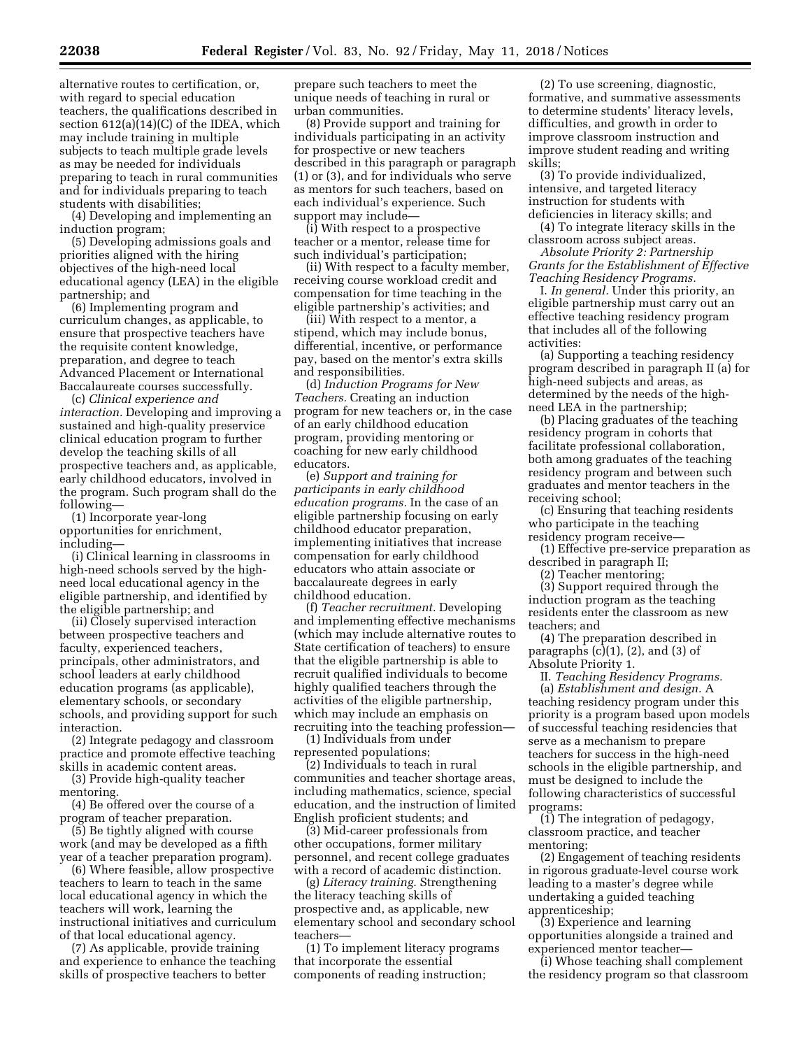alternative routes to certification, or, with regard to special education teachers, the qualifications described in section 612(a)(14)(C) of the IDEA, which may include training in multiple subjects to teach multiple grade levels as may be needed for individuals preparing to teach in rural communities and for individuals preparing to teach students with disabilities;

(4) Developing and implementing an induction program;

(5) Developing admissions goals and priorities aligned with the hiring objectives of the high-need local educational agency (LEA) in the eligible partnership; and

(6) Implementing program and curriculum changes, as applicable, to ensure that prospective teachers have the requisite content knowledge, preparation, and degree to teach Advanced Placement or International Baccalaureate courses successfully.

(c) *Clinical experience and interaction.* Developing and improving a sustained and high-quality preservice clinical education program to further develop the teaching skills of all prospective teachers and, as applicable, early childhood educators, involved in the program. Such program shall do the following—

(1) Incorporate year-long opportunities for enrichment, including—

(i) Clinical learning in classrooms in high-need schools served by the high-need local educational agency in the eligible partnership, and identified by the eligible partnership; and

(ii) Closely supervised interaction between prospective teachers and faculty, experienced teachers, principals, other administrators, and school leaders at early childhood education programs (as applicable), elementary schools, or secondary schools, and providing support for such interaction.

(2) Integrate pedagogy and classroom practice and promote effective teaching skills in academic content areas.

(3) Provide high-quality teacher mentoring.

(4) Be offered over the course of a program of teacher preparation.

(5) Be tightly aligned with course work (and may be developed as a fifth year of a teacher preparation program).

(6) Where feasible, allow prospective teachers to learn to teach in the same local educational agency in which the teachers will work, learning the instructional initiatives and curriculum of that local educational agency.

(7) As applicable, provide training and experience to enhance the teaching skills of prospective teachers to better prepare such teachers to meet the unique needs of teaching in rural or urban communities.

(8) Provide support and training for individuals participating in an activity for prospective or new teachers described in this paragraph or paragraph (1) or (3), and for individuals who serve as mentors for such teachers, based on each individual's experience. Such support may include—

(i) With respect to a prospective teacher or a mentor, release time for such individual's participation;

(ii) With respect to a faculty member, receiving course workload credit and compensation for time teaching in the eligible partnership's activities; and

(iii) With respect to a mentor, a stipend, which may include bonus, differential, incentive, or performance pay, based on the mentor's extra skills and responsibilities.

(d) *Induction Programs for New Teachers.* Creating an induction program for new teachers or, in the case of an early childhood education program, providing mentoring or coaching for new early childhood educators.

(e) *Support and training for participants in early childhood education programs.* In the case of an eligible partnership focusing on early childhood educator preparation, implementing initiatives that increase compensation for early childhood educators who attain associate or baccalaureate degrees in early childhood education.

(f) *Teacher recruitment.* Developing and implementing effective mechanisms (which may include alternative routes to State certification of teachers) to ensure that the eligible partnership is able to recruit qualified individuals to become highly qualified teachers through the activities of the eligible partnership, which may include an emphasis on recruiting into the teaching profession—

(1) Individuals from under represented populations;

(2) Individuals to teach in rural communities and teacher shortage areas, including mathematics, science, special education, and the instruction of limited English proficient students; and

(3) Mid-career professionals from other occupations, former military personnel, and recent college graduates with a record of academic distinction.

(g) *Literacy training.* Strengthening the literacy teaching skills of prospective and, as applicable, new elementary school and secondary school teachers—

(1) To implement literacy programs that incorporate the essential components of reading instruction;

(2) To use screening, diagnostic, formative, and summative assessments to determine students' literacy levels, difficulties, and growth in order to improve classroom instruction and improve student reading and writing skills;

(3) To provide individualized, intensive, and targeted literacy instruction for students with deficiencies in literacy skills; and

(4) To integrate literacy skills in the classroom across subject areas.

*Absolute Priority 2: Partnership Grants for the Establishment of Effective Teaching Residency Programs.*

I. *In general.* Under this priority, an eligible partnership must carry out an effective teaching residency program that includes all of the following activities:

(a) Supporting a teaching residency program described in paragraph II (a) for high-need subjects and areas, as determined by the needs of the high-need LEA in the partnership;

(b) Placing graduates of the teaching residency program in cohorts that facilitate professional collaboration, both among graduates of the teaching residency program and between such graduates and mentor teachers in the receiving school;

(c) Ensuring that teaching residents who participate in the teaching residency program receive—

(1) Effective pre-service preparation as described in paragraph II;

(2) Teacher mentoring;

(3) Support required through the induction program as the teaching residents enter the classroom as new teachers; and

(4) The preparation described in paragraphs (c)(1), (2), and (3) of Absolute Priority 1.

II. *Teaching Residency Programs.*

(a) *Establishment and design.* A teaching residency program under this priority is a program based upon models of successful teaching residencies that serve as a mechanism to prepare teachers for success in the high-need schools in the eligible partnership, and must be designed to include the following characteristics of successful programs:

(1) The integration of pedagogy, classroom practice, and teacher mentoring;

(2) Engagement of teaching residents in rigorous graduate-level course work leading to a master's degree while undertaking a guided teaching apprenticeship;

(3) Experience and learning opportunities alongside a trained and experienced mentor teacher—

(i) Whose teaching shall complement the residency program so that classroom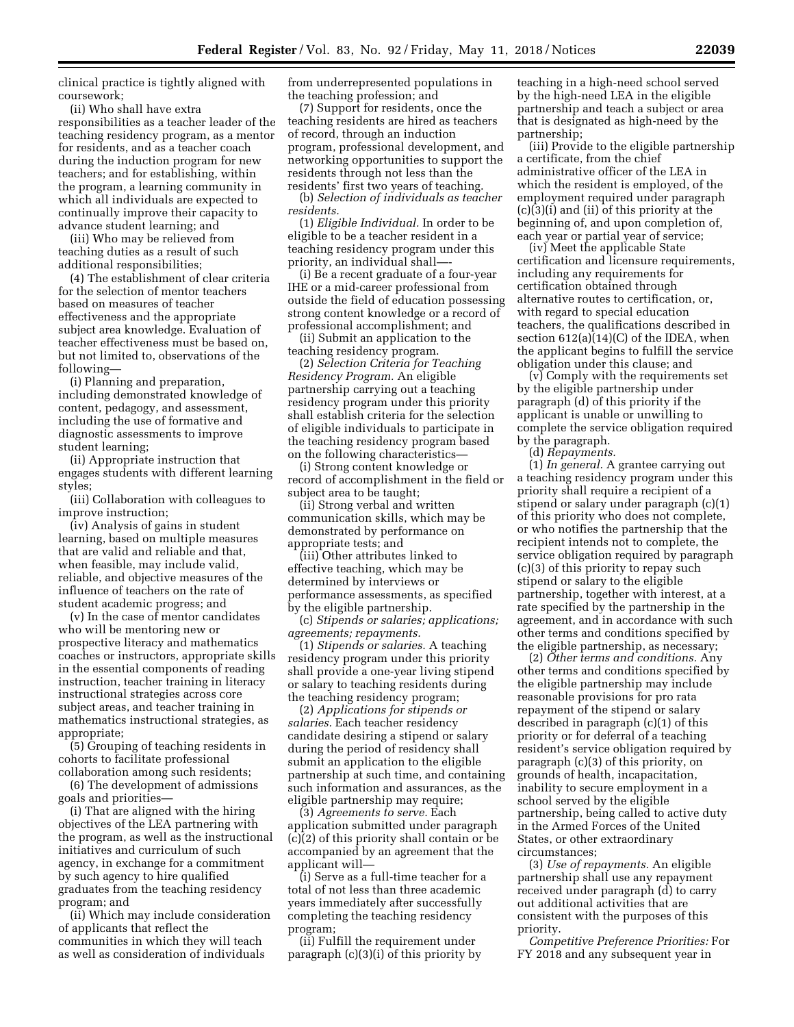clinical practice is tightly aligned with coursework;

(ii) Who shall have extra responsibilities as a teacher leader of the teaching residency program, as a mentor for residents, and as a teacher coach during the induction program for new teachers; and for establishing, within the program, a learning community in which all individuals are expected to continually improve their capacity to advance student learning; and

(iii) Who may be relieved from teaching duties as a result of such additional responsibilities;

(4) The establishment of clear criteria for the selection of mentor teachers based on measures of teacher effectiveness and the appropriate subject area knowledge. Evaluation of teacher effectiveness must be based on, but not limited to, observations of the following—

(i) Planning and preparation, including demonstrated knowledge of content, pedagogy, and assessment, including the use of formative and diagnostic assessments to improve student learning;

(ii) Appropriate instruction that engages students with different learning styles;

(iii) Collaboration with colleagues to improve instruction;

(iv) Analysis of gains in student learning, based on multiple measures that are valid and reliable and that, when feasible, may include valid, reliable, and objective measures of the influence of teachers on the rate of student academic progress; and

(v) In the case of mentor candidates who will be mentoring new or prospective literacy and mathematics coaches or instructors, appropriate skills in the essential components of reading instruction, teacher training in literacy instructional strategies across core subject areas, and teacher training in mathematics instructional strategies, as appropriate;

(5) Grouping of teaching residents in cohorts to facilitate professional collaboration among such residents;

(6) The development of admissions goals and priorities—

(i) That are aligned with the hiring objectives of the LEA partnering with the program, as well as the instructional initiatives and curriculum of such agency, in exchange for a commitment by such agency to hire qualified graduates from the teaching residency program; and

(ii) Which may include consideration of applicants that reflect the communities in which they will teach as well as consideration of individuals from underrepresented populations in the teaching profession; and

(7) Support for residents, once the teaching residents are hired as teachers of record, through an induction program, professional development, and networking opportunities to support the residents through not less than the residents' first two years of teaching.

(b) *Selection of individuals as teacher residents.*

(1) *Eligible Individual.* In order to be eligible to be a teacher resident in a teaching residency program under this priority, an individual shall—-

(i) Be a recent graduate of a four-year IHE or a mid-career professional from outside the field of education possessing strong content knowledge or a record of professional accomplishment; and

(ii) Submit an application to the teaching residency program.

(2) *Selection Criteria for Teaching Residency Program.* An eligible partnership carrying out a teaching residency program under this priority shall establish criteria for the selection of eligible individuals to participate in the teaching residency program based on the following characteristics—

(i) Strong content knowledge or record of accomplishment in the field or subject area to be taught;

(ii) Strong verbal and written communication skills, which may be demonstrated by performance on appropriate tests; and

(iii) Other attributes linked to effective teaching, which may be determined by interviews or performance assessments, as specified by the eligible partnership.

(c) *Stipends or salaries; applications; agreements; repayments.*

(1) *Stipends or salaries.* A teaching residency program under this priority shall provide a one-year living stipend or salary to teaching residents during the teaching residency program;

(2) *Applications for stipends or salaries.* Each teacher residency candidate desiring a stipend or salary during the period of residency shall submit an application to the eligible partnership at such time, and containing such information and assurances, as the eligible partnership may require;

(3) *Agreements to serve.* Each application submitted under paragraph (c)(2) of this priority shall contain or be accompanied by an agreement that the applicant will—

(i) Serve as a full-time teacher for a total of not less than three academic years immediately after successfully completing the teaching residency program;

(ii) Fulfill the requirement under paragraph (c)(3)(i) of this priority by teaching in a high-need school served by the high-need LEA in the eligible partnership and teach a subject or area that is designated as high-need by the partnership;

(iii) Provide to the eligible partnership a certificate, from the chief administrative officer of the LEA in which the resident is employed, of the employment required under paragraph (c)(3)(i) and (ii) of this priority at the beginning of, and upon completion of, each year or partial year of service;

(iv) Meet the applicable State certification and licensure requirements, including any requirements for certification obtained through alternative routes to certification, or, with regard to special education teachers, the qualifications described in section 612(a)(14)(C) of the IDEA, when the applicant begins to fulfill the service obligation under this clause; and

(v) Comply with the requirements set by the eligible partnership under paragraph (d) of this priority if the applicant is unable or unwilling to complete the service obligation required by the paragraph.

(d) *Repayments.*

(1) *In general.* A grantee carrying out a teaching residency program under this priority shall require a recipient of a stipend or salary under paragraph (c)(1) of this priority who does not complete, or who notifies the partnership that the recipient intends not to complete, the service obligation required by paragraph (c)(3) of this priority to repay such stipend or salary to the eligible partnership, together with interest, at a rate specified by the partnership in the agreement, and in accordance with such other terms and conditions specified by the eligible partnership, as necessary;

(2) *Other terms and conditions.* Any other terms and conditions specified by the eligible partnership may include reasonable provisions for pro rata repayment of the stipend or salary described in paragraph (c)(1) of this priority or for deferral of a teaching resident's service obligation required by paragraph (c)(3) of this priority, on grounds of health, incapacitation, inability to secure employment in a school served by the eligible partnership, being called to active duty in the Armed Forces of the United States, or other extraordinary circumstances;

(3) *Use of repayments.* An eligible partnership shall use any repayment received under paragraph (d) to carry out additional activities that are consistent with the purposes of this priority.

*Competitive Preference Priorities:* For FY 2018 and any subsequent year in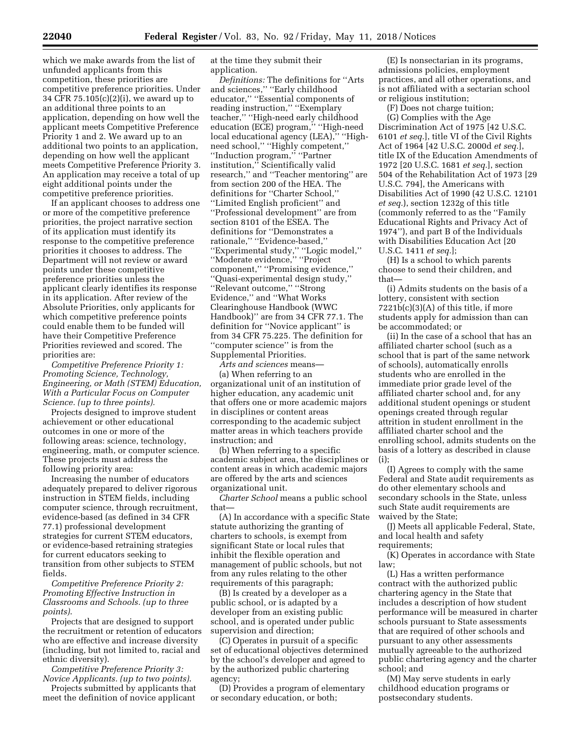which we make awards from the list of unfunded applicants from this competition, these priorities are competitive preference priorities. Under 34 CFR 75.105(c)(2)(i), we award up to an additional three points to an application, depending on how well the applicant meets Competitive Preference Priority 1 and 2. We award up to an additional two points to an application, depending on how well the applicant meets Competitive Preference Priority 3. An application may receive a total of up eight additional points under the competitive preference priorities.

If an applicant chooses to address one or more of the competitive preference priorities, the project narrative section of its application must identify its response to the competitive preference priorities it chooses to address. The Department will not review or award points under these competitive preference priorities unless the applicant clearly identifies its response in its application. After review of the Absolute Priorities, only applicants for which competitive preference points could enable them to be funded will have their Competitive Preference Priorities reviewed and scored. The priorities are:

*Competitive Preference Priority 1: Promoting Science, Technology, Engineering, or Math (STEM) Education, With a Particular Focus on Computer Science. (up to three points).*

Projects designed to improve student achievement or other educational outcomes in one or more of the following areas: science, technology, engineering, math, or computer science. These projects must address the following priority area:

Increasing the number of educators adequately prepared to deliver rigorous instruction in STEM fields, including computer science, through recruitment, evidence-based (as defined in 34 CFR 77.1) professional development strategies for current STEM educators, or evidence-based retraining strategies for current educators seeking to transition from other subjects to STEM fields.

*Competitive Preference Priority 2: Promoting Effective Instruction in Classrooms and Schools. (up to three points).*

Projects that are designed to support the recruitment or retention of educators who are effective and increase diversity (including, but not limited to, racial and ethnic diversity).

*Competitive Preference Priority 3: Novice Applicants. (up to two points).*

Projects submitted by applicants that meet the definition of novice applicant at the time they submit their application.

*Definitions:* The definitions for ''Arts and sciences,'' ''Early childhood educator,'' ''Essential components of reading instruction,'' ''Exemplary teacher,'' ''High-need early childhood education (ECE) program,'' ''High-need local educational agency (LEA),'' ''High-need school,'' ''Highly competent,'' ''Induction program,'' ''Partner institution,'' Scientifically valid research,'' and ''Teacher mentoring'' are from section 200 of the HEA. The definitions for ''Charter School,'' ''Limited English proficient'' and ''Professional development'' are from section 8101 of the ESEA. The definitions for ''Demonstrates a rationale,'' ''Evidence-based,'' ''Experimental study,'' ''Logic model,'' ''Moderate evidence,'' ''Project component,'' ''Promising evidence,'' ''Quasi-experimental design study,'' ''Relevant outcome,'' ''Strong Evidence,'' and ''What Works Clearinghouse Handbook (WWC Handbook)'' are from 34 CFR 77.1. The definition for ''Novice applicant'' is from 34 CFR 75.225. The definition for ''computer science'' is from the Supplemental Priorities.

*Arts and sciences* means—

(a) When referring to an organizational unit of an institution of higher education, any academic unit that offers one or more academic majors in disciplines or content areas corresponding to the academic subject matter areas in which teachers provide instruction; and

(b) When referring to a specific academic subject area, the disciplines or content areas in which academic majors are offered by the arts and sciences organizational unit.

*Charter School* means a public school that—

(A) In accordance with a specific State statute authorizing the granting of charters to schools, is exempt from significant State or local rules that inhibit the flexible operation and management of public schools, but not from any rules relating to the other requirements of this paragraph;

(B) Is created by a developer as a public school, or is adapted by a developer from an existing public school, and is operated under public supervision and direction;

(C) Operates in pursuit of a specific set of educational objectives determined by the school's developer and agreed to by the authorized public chartering agency;

(D) Provides a program of elementary or secondary education, or both;

(E) Is nonsectarian in its programs, admissions policies, employment practices, and all other operations, and is not affiliated with a sectarian school or religious institution;

(F) Does not charge tuition;

(G) Complies with the Age Discrimination Act of 1975 [42 U.S.C. 6101 *et seq.*], title VI of the Civil Rights Act of 1964 [42 U.S.C. 2000d *et seq.*], title IX of the Education Amendments of 1972 [20 U.S.C. 1681 *et seq.*], section 504 of the Rehabilitation Act of 1973 [29 U.S.C. 794], the Americans with Disabilities Act of 1990 (42 U.S.C. 12101 *et seq.*), section 1232g of this title (commonly referred to as the ''Family Educational Rights and Privacy Act of 1974''), and part B of the Individuals with Disabilities Education Act [20 U.S.C. 1411 *et seq.*];

(H) Is a school to which parents choose to send their children, and that—

(i) Admits students on the basis of a lottery, consistent with section 7221b(c)(3)(A) of this title, if more students apply for admission than can be accommodated; or

(ii) In the case of a school that has an affiliated charter school (such as a school that is part of the same network of schools), automatically enrolls students who are enrolled in the immediate prior grade level of the affiliated charter school and, for any additional student openings or student openings created through regular attrition in student enrollment in the affiliated charter school and the enrolling school, admits students on the basis of a lottery as described in clause (i);

(I) Agrees to comply with the same Federal and State audit requirements as do other elementary schools and secondary schools in the State, unless such State audit requirements are waived by the State;

(J) Meets all applicable Federal, State, and local health and safety requirements;

(K) Operates in accordance with State law;

(L) Has a written performance contract with the authorized public chartering agency in the State that includes a description of how student performance will be measured in charter schools pursuant to State assessments that are required of other schools and pursuant to any other assessments mutually agreeable to the authorized public chartering agency and the charter school; and

(M) May serve students in early childhood education programs or postsecondary students.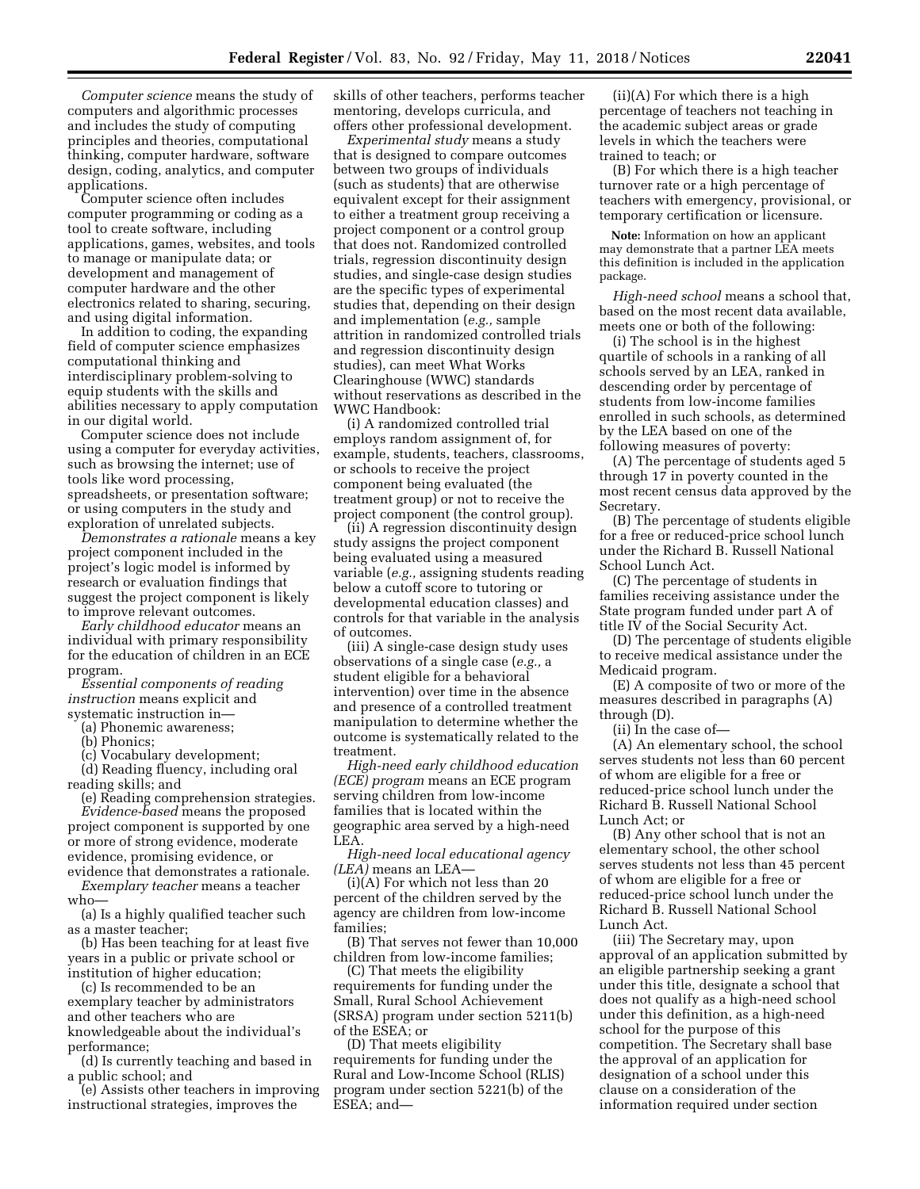*Computer science* means the study of computers and algorithmic processes and includes the study of computing principles and theories, computational thinking, computer hardware, software design, coding, analytics, and computer applications.

Computer science often includes computer programming or coding as a tool to create software, including applications, games, websites, and tools to manage or manipulate data; or development and management of computer hardware and the other electronics related to sharing, securing, and using digital information.

In addition to coding, the expanding field of computer science emphasizes computational thinking and interdisciplinary problem-solving to equip students with the skills and abilities necessary to apply computation in our digital world.

Computer science does not include using a computer for everyday activities, such as browsing the internet; use of tools like word processing, spreadsheets, or presentation software; or using computers in the study and exploration of unrelated subjects.

*Demonstrates a rationale* means a key project component included in the project's logic model is informed by research or evaluation findings that suggest the project component is likely to improve relevant outcomes.

*Early childhood educator* means an individual with primary responsibility for the education of children in an ECE program.

*Essential components of reading instruction* means explicit and systematic instruction in—

(a) Phonemic awareness;

(b) Phonics;

(c) Vocabulary development;

(d) Reading fluency, including oral reading skills; and

(e) Reading comprehension strategies.

*Evidence-based* means the proposed project component is supported by one or more of strong evidence, moderate evidence, promising evidence, or evidence that demonstrates a rationale.

*Exemplary teacher* means a teacher who—

(a) Is a highly qualified teacher such as a master teacher;

(b) Has been teaching for at least five years in a public or private school or institution of higher education;

(c) Is recommended to be an exemplary teacher by administrators and other teachers who are knowledgeable about the individual's performance;

(d) Is currently teaching and based in a public school; and

(e) Assists other teachers in improving instructional strategies, improves the skills of other teachers, performs teacher mentoring, develops curricula, and offers other professional development.

*Experimental study* means a study that is designed to compare outcomes between two groups of individuals (such as students) that are otherwise equivalent except for their assignment to either a treatment group receiving a project component or a control group that does not. Randomized controlled trials, regression discontinuity design studies, and single-case design studies are the specific types of experimental studies that, depending on their design and implementation (*e.g.,* sample attrition in randomized controlled trials and regression discontinuity design studies), can meet What Works Clearinghouse (WWC) standards without reservations as described in the WWC Handbook:

(i) A randomized controlled trial employs random assignment of, for example, students, teachers, classrooms, or schools to receive the project component being evaluated (the treatment group) or not to receive the project component (the control group).

(ii) A regression discontinuity design study assigns the project component being evaluated using a measured variable (*e.g.,* assigning students reading below a cutoff score to tutoring or developmental education classes) and controls for that variable in the analysis of outcomes.

(iii) A single-case design study uses observations of a single case (*e.g.,* a student eligible for a behavioral intervention) over time in the absence and presence of a controlled treatment manipulation to determine whether the outcome is systematically related to the treatment.

*High-need early childhood education (ECE) program* means an ECE program serving children from low-income families that is located within the geographic area served by a high-need LEA.

*High-need local educational agency (LEA)* means an LEA—

(i)(A) For which not less than 20 percent of the children served by the agency are children from low-income families;

(B) That serves not fewer than 10,000 children from low-income families;

(C) That meets the eligibility requirements for funding under the Small, Rural School Achievement (SRSA) program under section 5211(b) of the ESEA; or

(D) That meets eligibility requirements for funding under the Rural and Low-Income School (RLIS) program under section 5221(b) of the ESEA; and—

(ii)(A) For which there is a high percentage of teachers not teaching in the academic subject areas or grade levels in which the teachers were trained to teach; or

(B) For which there is a high teacher turnover rate or a high percentage of teachers with emergency, provisional, or temporary certification or licensure.

**Note:** Information on how an applicant may demonstrate that a partner LEA meets this definition is included in the application package.

*High-need school* means a school that, based on the most recent data available, meets one or both of the following:

(i) The school is in the highest quartile of schools in a ranking of all schools served by an LEA, ranked in descending order by percentage of students from low-income families enrolled in such schools, as determined by the LEA based on one of the following measures of poverty:

(A) The percentage of students aged 5 through 17 in poverty counted in the most recent census data approved by the Secretary.

(B) The percentage of students eligible for a free or reduced-price school lunch under the Richard B. Russell National School Lunch Act.

(C) The percentage of students in families receiving assistance under the State program funded under part A of title IV of the Social Security Act.

(D) The percentage of students eligible to receive medical assistance under the Medicaid program.

(E) A composite of two or more of the measures described in paragraphs (A) through (D).

(ii) In the case of—

(A) An elementary school, the school serves students not less than 60 percent of whom are eligible for a free or reduced-price school lunch under the Richard B. Russell National School Lunch Act; or

(B) Any other school that is not an elementary school, the other school serves students not less than 45 percent of whom are eligible for a free or reduced-price school lunch under the Richard B. Russell National School Lunch Act.

(iii) The Secretary may, upon approval of an application submitted by an eligible partnership seeking a grant under this title, designate a school that does not qualify as a high-need school under this definition, as a high-need school for the purpose of this competition. The Secretary shall base the approval of an application for designation of a school under this clause on a consideration of the information required under section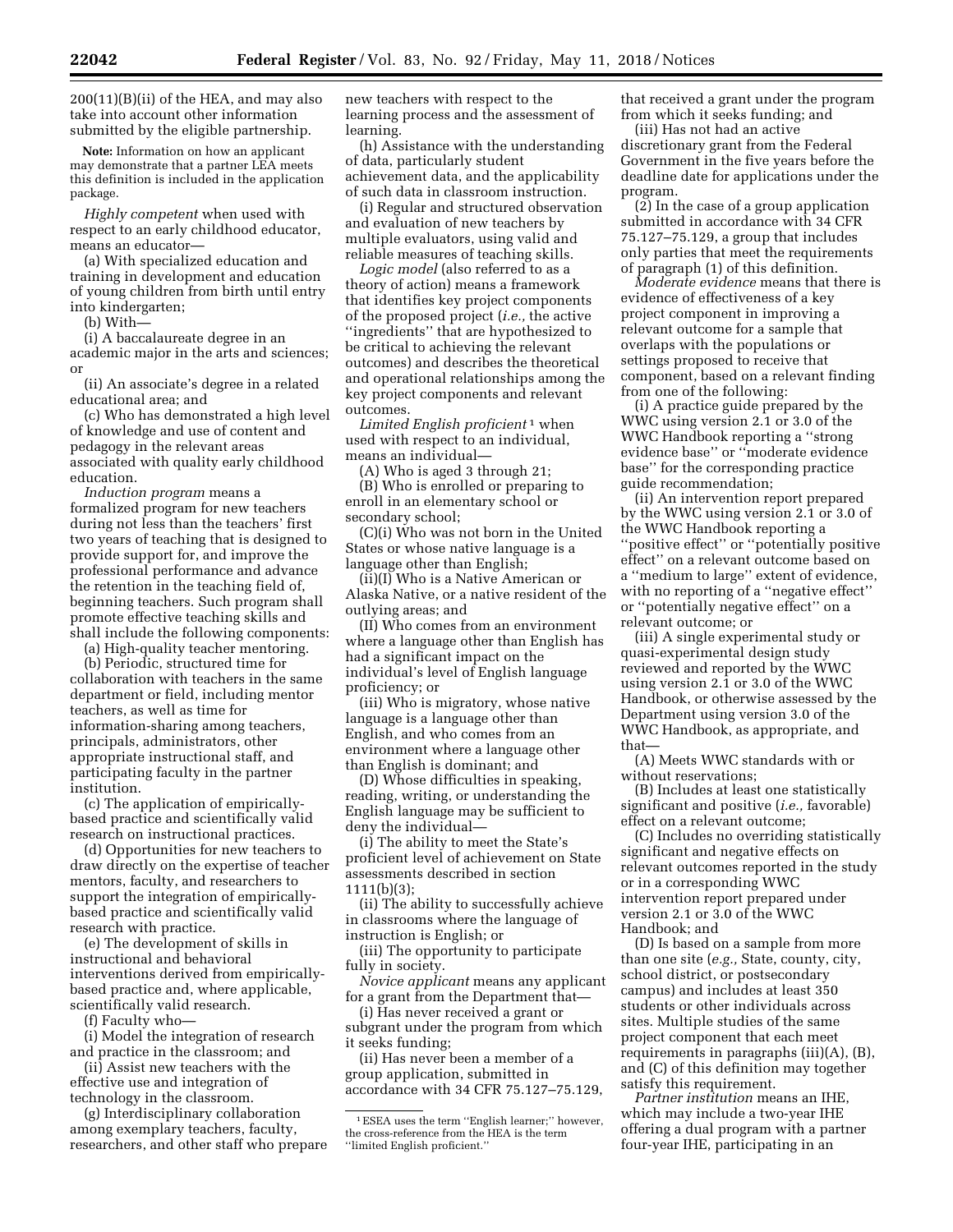200(11)(B)(ii) of the HEA, and may also take into account other information submitted by the eligible partnership.

**Note:** Information on how an applicant may demonstrate that a partner LEA meets this definition is included in the application package.

*Highly competent* when used with respect to an early childhood educator, means an educator—

(a) With specialized education and training in development and education of young children from birth until entry into kindergarten;

(b) With—

(i) A baccalaureate degree in an academic major in the arts and sciences; or

(ii) An associate's degree in a related educational area; and

(c) Who has demonstrated a high level of knowledge and use of content and pedagogy in the relevant areas associated with quality early childhood education.

*Induction program* means a formalized program for new teachers during not less than the teachers' first two years of teaching that is designed to provide support for, and improve the professional performance and advance the retention in the teaching field of, beginning teachers. Such program shall promote effective teaching skills and shall include the following components:

(a) High-quality teacher mentoring.

(b) Periodic, structured time for collaboration with teachers in the same department or field, including mentor teachers, as well as time for information-sharing among teachers, principals, administrators, other appropriate instructional staff, and participating faculty in the partner institution.

(c) The application of empirically-based practice and scientifically valid research on instructional practices.

(d) Opportunities for new teachers to draw directly on the expertise of teacher mentors, faculty, and researchers to support the integration of empirically-based practice and scientifically valid research with practice.

(e) The development of skills in instructional and behavioral interventions derived from empirically-based practice and, where applicable, scientifically valid research.

(f) Faculty who—

(i) Model the integration of research and practice in the classroom; and

(ii) Assist new teachers with the effective use and integration of technology in the classroom.

(g) Interdisciplinary collaboration among exemplary teachers, faculty, researchers, and other staff who prepare new teachers with respect to the learning process and the assessment of learning.

(h) Assistance with the understanding of data, particularly student achievement data, and the applicability of such data in classroom instruction.

(i) Regular and structured observation and evaluation of new teachers by multiple evaluators, using valid and reliable measures of teaching skills.

*Logic model* (also referred to as a theory of action) means a framework that identifies key project components of the proposed project (*i.e.,* the active "ingredients" that are hypothesized to be critical to achieving the relevant outcomes) and describes the theoretical and operational relationships among the key project components and relevant outcomes.

*Limited English proficient* [1] when used with respect to an individual, means an individual—

(A) Who is aged 3 through 21;

(B) Who is enrolled or preparing to enroll in an elementary school or secondary school;

(C)(i) Who was not born in the United States or whose native language is a language other than English;

(ii)(I) Who is a Native American or Alaska Native, or a native resident of the outlying areas; and

(II) Who comes from an environment where a language other than English has had a significant impact on the individual's level of English language proficiency; or

(iii) Who is migratory, whose native language is a language other than English, and who comes from an environment where a language other than English is dominant; and

(D) Whose difficulties in speaking, reading, writing, or understanding the English language may be sufficient to deny the individual—

(i) The ability to meet the State's proficient level of achievement on State assessments described in section 1111(b)(3);

(ii) The ability to successfully achieve in classrooms where the language of instruction is English; or

(iii) The opportunity to participate fully in society.

*Novice applicant* means any applicant for a grant from the Department that—

(i) Has never received a grant or subgrant under the program from which it seeks funding;

(ii) Has never been a member of a group application, submitted in accordance with 34 CFR 75.127–75.129, that received a grant under the program from which it seeks funding; and

(iii) Has not had an active discretionary grant from the Federal Government in the five years before the deadline date for applications under the program.

(2) In the case of a group application submitted in accordance with 34 CFR 75.127–75.129, a group that includes only parties that meet the requirements of paragraph (1) of this definition.

*Moderate evidence* means that there is evidence of effectiveness of a key project component in improving a relevant outcome for a sample that overlaps with the populations or settings proposed to receive that component, based on a relevant finding from one of the following:

(i) A practice guide prepared by the WWC using version 2.1 or 3.0 of the WWC Handbook reporting a "strong evidence base" or "moderate evidence base" for the corresponding practice guide recommendation;

(ii) An intervention report prepared by the WWC using version 2.1 or 3.0 of the WWC Handbook reporting a "positive effect" or "potentially positive effect" on a relevant outcome based on a "medium to large" extent of evidence, with no reporting of a "negative effect" or "potentially negative effect" on a relevant outcome; or

(iii) A single experimental study or quasi-experimental design study reviewed and reported by the WWC using version 2.1 or 3.0 of the WWC Handbook, or otherwise assessed by the Department using version 3.0 of the WWC Handbook, as appropriate, and that—

(A) Meets WWC standards with or without reservations;

(B) Includes at least one statistically significant and positive (*i.e.,* favorable) effect on a relevant outcome;

(C) Includes no overriding statistically significant and negative effects on relevant outcomes reported in the study or in a corresponding WWC intervention report prepared under version 2.1 or 3.0 of the WWC Handbook; and

(D) Is based on a sample from more than one site (*e.g.,* State, county, city, school district, or postsecondary campus) and includes at least 350 students or other individuals across sites. Multiple studies of the same project component that each meet requirements in paragraphs (iii)(A), (B), and (C) of this definition may together satisfy this requirement.

*Partner institution* means an IHE, which may include a two-year IHE offering a dual program with a partner four-year IHE, participating in an

[1] ESEA uses the term "English learner;" however, the cross-reference from the HEA is the term "limited English proficient."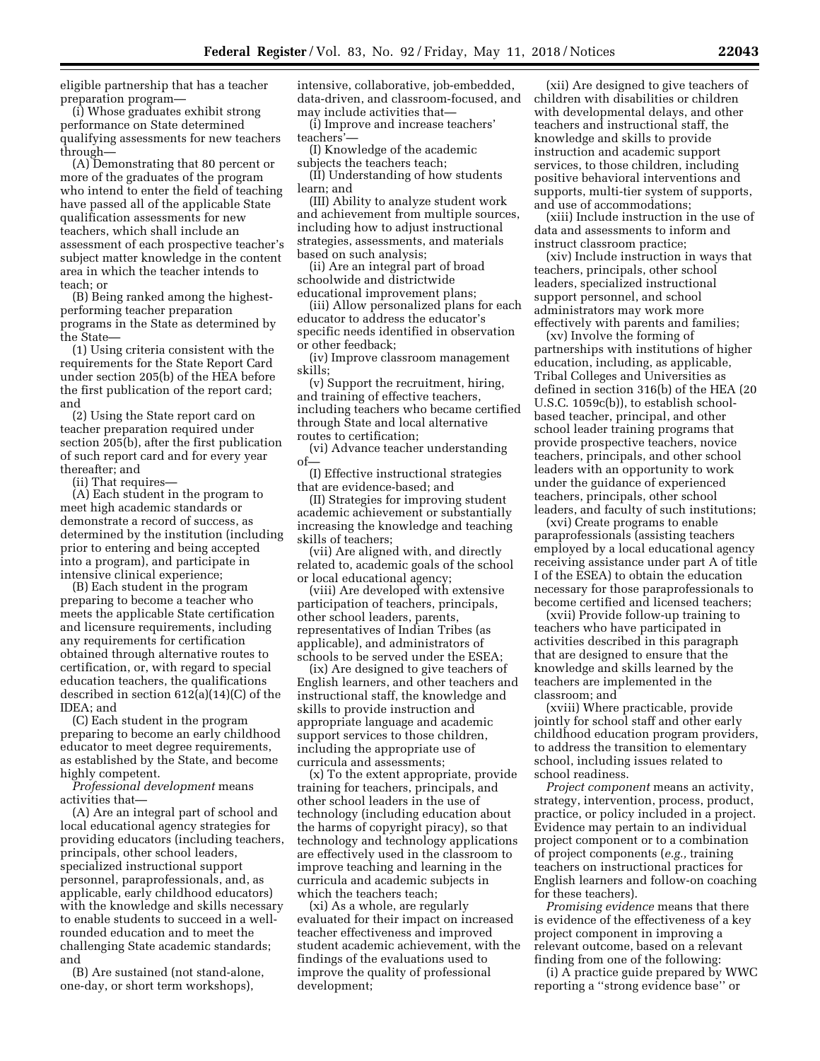eligible partnership that has a teacher preparation program—

(i) Whose graduates exhibit strong performance on State determined qualifying assessments for new teachers through—

(A) Demonstrating that 80 percent or more of the graduates of the program who intend to enter the field of teaching have passed all of the applicable State qualification assessments for new teachers, which shall include an assessment of each prospective teacher's subject matter knowledge in the content area in which the teacher intends to teach; or

(B) Being ranked among the highest-performing teacher preparation programs in the State as determined by the State—

(1) Using criteria consistent with the requirements for the State Report Card under section 205(b) of the HEA before the first publication of the report card; and

(2) Using the State report card on teacher preparation required under section 205(b), after the first publication of such report card and for every year thereafter; and

(ii) That requires—

(A) Each student in the program to meet high academic standards or demonstrate a record of success, as determined by the institution (including prior to entering and being accepted into a program), and participate in intensive clinical experience;

(B) Each student in the program preparing to become a teacher who meets the applicable State certification and licensure requirements, including any requirements for certification obtained through alternative routes to certification, or, with regard to special education teachers, the qualifications described in section 612(a)(14)(C) of the IDEA; and

(C) Each student in the program preparing to become an early childhood educator to meet degree requirements, as established by the State, and become highly competent.

*Professional development* means activities that—

(A) Are an integral part of school and local educational agency strategies for providing educators (including teachers, principals, other school leaders, specialized instructional support personnel, paraprofessionals, and, as applicable, early childhood educators) with the knowledge and skills necessary to enable students to succeed in a well-rounded education and to meet the challenging State academic standards; and

(B) Are sustained (not stand-alone, one-day, or short term workshops), intensive, collaborative, job-embedded, data-driven, and classroom-focused, and may include activities that—

(i) Improve and increase teachers'—

(I) Knowledge of the academic subjects the teachers teach;

(II) Understanding of how students learn; and

(III) Ability to analyze student work and achievement from multiple sources, including how to adjust instructional strategies, assessments, and materials based on such analysis;

(ii) Are an integral part of broad schoolwide and districtwide educational improvement plans;

(iii) Allow personalized plans for each educator to address the educator's specific needs identified in observation or other feedback;

(iv) Improve classroom management skills;

(v) Support the recruitment, hiring, and training of effective teachers, including teachers who became certified through State and local alternative routes to certification;

(vi) Advance teacher understanding of—

(I) Effective instructional strategies that are evidence-based; and

(II) Strategies for improving student academic achievement or substantially increasing the knowledge and teaching skills of teachers;

(vii) Are aligned with, and directly related to, academic goals of the school or local educational agency;

(viii) Are developed with extensive participation of teachers, principals, other school leaders, parents, representatives of Indian Tribes (as applicable), and administrators of schools to be served under the ESEA;

(ix) Are designed to give teachers of English learners, and other teachers and instructional staff, the knowledge and skills to provide instruction and appropriate language and academic support services to those children, including the appropriate use of curricula and assessments;

(x) To the extent appropriate, provide training for teachers, principals, and other school leaders in the use of technology (including education about the harms of copyright piracy), so that technology and technology applications are effectively used in the classroom to improve teaching and learning in the curricula and academic subjects in which the teachers teach;

(xi) As a whole, are regularly evaluated for their impact on increased teacher effectiveness and improved student academic achievement, with the findings of the evaluations used to improve the quality of professional development;

(xii) Are designed to give teachers of children with disabilities or children with developmental delays, and other teachers and instructional staff, the knowledge and skills to provide instruction and academic support services, to those children, including positive behavioral interventions and supports, multi-tier system of supports, and use of accommodations;

(xiii) Include instruction in the use of data and assessments to inform and instruct classroom practice;

(xiv) Include instruction in ways that teachers, principals, other school leaders, specialized instructional support personnel, and school administrators may work more effectively with parents and families;

(xv) Involve the forming of partnerships with institutions of higher education, including, as applicable, Tribal Colleges and Universities as defined in section 316(b) of the HEA (20 U.S.C. 1059c(b)), to establish school-based teacher, principal, and other school leader training programs that provide prospective teachers, novice teachers, principals, and other school leaders with an opportunity to work under the guidance of experienced teachers, principals, other school leaders, and faculty of such institutions;

(xvi) Create programs to enable paraprofessionals (assisting teachers employed by a local educational agency receiving assistance under part A of title I of the ESEA) to obtain the education necessary for those paraprofessionals to become certified and licensed teachers;

(xvii) Provide follow-up training to teachers who have participated in activities described in this paragraph that are designed to ensure that the knowledge and skills learned by the teachers are implemented in the classroom; and

(xviii) Where practicable, provide jointly for school staff and other early childhood education program providers, to address the transition to elementary school, including issues related to school readiness.

*Project component* means an activity, strategy, intervention, process, product, practice, or policy included in a project. Evidence may pertain to an individual project component or to a combination of project components (*e.g.,* training teachers on instructional practices for English learners and follow-on coaching for these teachers).

*Promising evidence* means that there is evidence of the effectiveness of a key project component in improving a relevant outcome, based on a relevant finding from one of the following:

(i) A practice guide prepared by WWC reporting a ''strong evidence base'' or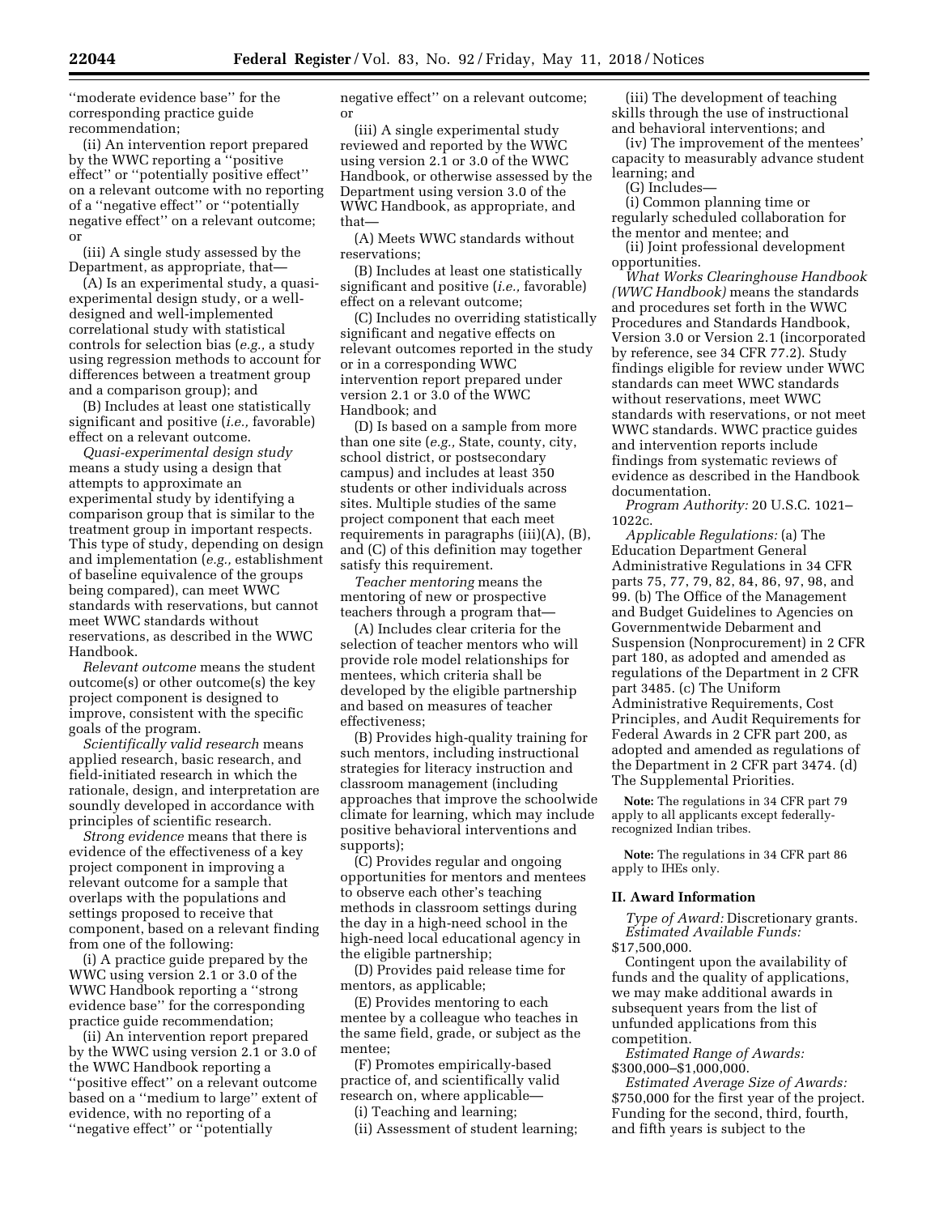''moderate evidence base'' for the corresponding practice guide recommendation;

(ii) An intervention report prepared by the WWC reporting a ''positive effect'' or ''potentially positive effect'' on a relevant outcome with no reporting of a ''negative effect'' or ''potentially negative effect'' on a relevant outcome; or

(iii) A single study assessed by the Department, as appropriate, that—

(A) Is an experimental study, a quasi-experimental design study, or a well-designed and well-implemented correlational study with statistical controls for selection bias (*e.g.,* a study using regression methods to account for differences between a treatment group and a comparison group); and

(B) Includes at least one statistically significant and positive (*i.e.,* favorable) effect on a relevant outcome.

*Quasi-experimental design study* means a study using a design that attempts to approximate an experimental study by identifying a comparison group that is similar to the treatment group in important respects. This type of study, depending on design and implementation (*e.g.,* establishment of baseline equivalence of the groups being compared), can meet WWC standards with reservations, but cannot meet WWC standards without reservations, as described in the WWC Handbook.

*Relevant outcome* means the student outcome(s) or other outcome(s) the key project component is designed to improve, consistent with the specific goals of the program.

*Scientifically valid research* means applied research, basic research, and field-initiated research in which the rationale, design, and interpretation are soundly developed in accordance with principles of scientific research.

*Strong evidence* means that there is evidence of the effectiveness of a key project component in improving a relevant outcome for a sample that overlaps with the populations and settings proposed to receive that component, based on a relevant finding from one of the following:

(i) A practice guide prepared by the WWC using version 2.1 or 3.0 of the WWC Handbook reporting a ''strong evidence base'' for the corresponding practice guide recommendation;

(ii) An intervention report prepared by the WWC using version 2.1 or 3.0 of the WWC Handbook reporting a ''positive effect'' on a relevant outcome based on a ''medium to large'' extent of evidence, with no reporting of a ''negative effect'' or ''potentially negative effect'' on a relevant outcome; or

(iii) A single experimental study reviewed and reported by the WWC using version 2.1 or 3.0 of the WWC Handbook, or otherwise assessed by the Department using version 3.0 of the WWC Handbook, as appropriate, and that—

(A) Meets WWC standards without reservations;

(B) Includes at least one statistically significant and positive (*i.e.,* favorable) effect on a relevant outcome;

(C) Includes no overriding statistically significant and negative effects on relevant outcomes reported in the study or in a corresponding WWC intervention report prepared under version 2.1 or 3.0 of the WWC Handbook; and

(D) Is based on a sample from more than one site (*e.g.,* State, county, city, school district, or postsecondary campus) and includes at least 350 students or other individuals across sites. Multiple studies of the same project component that each meet requirements in paragraphs (iii)(A), (B), and (C) of this definition may together satisfy this requirement.

*Teacher mentoring* means the mentoring of new or prospective teachers through a program that—

(A) Includes clear criteria for the selection of teacher mentors who will provide role model relationships for mentees, which criteria shall be developed by the eligible partnership and based on measures of teacher effectiveness;

(B) Provides high-quality training for such mentors, including instructional strategies for literacy instruction and classroom management (including approaches that improve the schoolwide climate for learning, which may include positive behavioral interventions and supports);

(C) Provides regular and ongoing opportunities for mentors and mentees to observe each other's teaching methods in classroom settings during the day in a high-need school in the high-need local educational agency in the eligible partnership;

(D) Provides paid release time for mentors, as applicable;

(E) Provides mentoring to each mentee by a colleague who teaches in the same field, grade, or subject as the mentee;

(F) Promotes empirically-based practice of, and scientifically valid research on, where applicable—

(i) Teaching and learning;

(ii) Assessment of student learning;

(iii) The development of teaching skills through the use of instructional and behavioral interventions; and

(iv) The improvement of the mentees' capacity to measurably advance student learning; and

(G) Includes—

(i) Common planning time or regularly scheduled collaboration for the mentor and mentee; and

(ii) Joint professional development opportunities.

*What Works Clearinghouse Handbook (WWC Handbook)* means the standards and procedures set forth in the WWC Procedures and Standards Handbook, Version 3.0 or Version 2.1 (incorporated by reference, see 34 CFR 77.2). Study findings eligible for review under WWC standards can meet WWC standards without reservations, meet WWC standards with reservations, or not meet WWC standards. WWC practice guides and intervention reports include findings from systematic reviews of evidence as described in the Handbook documentation.

*Program Authority:* 20 U.S.C. 1021–1022c.

*Applicable Regulations:* (a) The Education Department General Administrative Regulations in 34 CFR parts 75, 77, 79, 82, 84, 86, 97, 98, and 99. (b) The Office of the Management and Budget Guidelines to Agencies on Governmentwide Debarment and Suspension (Nonprocurement) in 2 CFR part 180, as adopted and amended as regulations of the Department in 2 CFR part 3485. (c) The Uniform Administrative Requirements, Cost Principles, and Audit Requirements for Federal Awards in 2 CFR part 200, as adopted and amended as regulations of the Department in 2 CFR part 3474. (d) The Supplemental Priorities.

**Note:** The regulations in 34 CFR part 79 apply to all applicants except federally-recognized Indian tribes.

**Note:** The regulations in 34 CFR part 86 apply to IHEs only.

## II. Award Information

*Type of Award:* Discretionary grants.

*Estimated Available Funds:* $17,500,000.

Contingent upon the availability of funds and the quality of applications, we may make additional awards in subsequent years from the list of unfunded applications from this competition.

*Estimated Range of Awards:* $300,000–$1,000,000.

*Estimated Average Size of Awards:* $750,000 for the first year of the project. Funding for the second, third, fourth, and fifth years is subject to the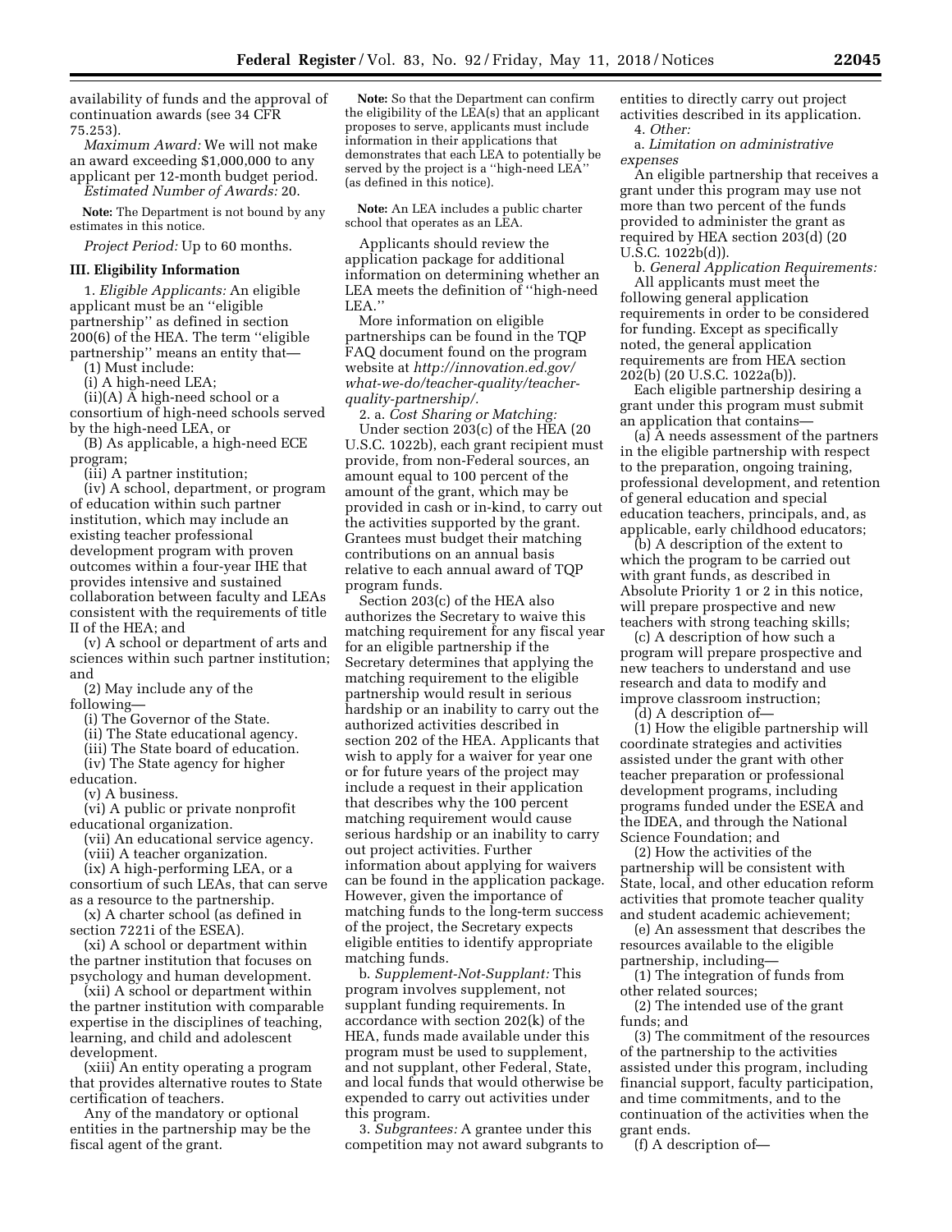availability of funds and the approval of continuation awards (see 34 CFR 75.253).

*Maximum Award:* We will not make an award exceeding $1,000,000 to any applicant per 12-month budget period.

*Estimated Number of Awards:* 20.

**Note:** The Department is not bound by any estimates in this notice.

*Project Period:* Up to 60 months.

## III. Eligibility Information

1. *Eligible Applicants:* An eligible applicant must be an ''eligible partnership'' as defined in section 200(6) of the HEA. The term ''eligible partnership'' means an entity that—

(1) Must include:

(i) A high-need LEA;

(ii)(A) A high-need school or a consortium of high-need schools served by the high-need LEA, or

(B) As applicable, a high-need ECE program;

(iii) A partner institution;

(iv) A school, department, or program of education within such partner institution, which may include an existing teacher professional development program with proven outcomes within a four-year IHE that provides intensive and sustained collaboration between faculty and LEAs consistent with the requirements of title II of the HEA; and

(v) A school or department of arts and sciences within such partner institution; and

(2) May include any of the following—

(i) The Governor of the State.

(ii) The State educational agency.

(iii) The State board of education.

(iv) The State agency for higher education.

(v) A business.

(vi) A public or private nonprofit educational organization.

(vii) An educational service agency.

(viii) A teacher organization.

(ix) A high-performing LEA, or a consortium of such LEAs, that can serve as a resource to the partnership.

(x) A charter school (as defined in section 7221i of the ESEA).

(xi) A school or department within the partner institution that focuses on psychology and human development.

(xii) A school or department within the partner institution with comparable expertise in the disciplines of teaching, learning, and child and adolescent development.

(xiii) An entity operating a program that provides alternative routes to State certification of teachers.

Any of the mandatory or optional entities in the partnership may be the fiscal agent of the grant.

**Note:** So that the Department can confirm the eligibility of the LEA(s) that an applicant proposes to serve, applicants must include information in their applications that demonstrates that each LEA to potentially be served by the project is a ''high-need LEA'' (as defined in this notice).

**Note:** An LEA includes a public charter school that operates as an LEA.

Applicants should review the application package for additional information on determining whether an LEA meets the definition of ''high-need LEA.''

More information on eligible partnerships can be found in the TQP FAQ document found on the program website at *http://innovation.ed.gov/what-we-do/teacher-quality/teacher-quality-partnership/.*

2. a. *Cost Sharing or Matching:* Under section 203(c) of the HEA (20 U.S.C. 1022b), each grant recipient must provide, from non-Federal sources, an amount equal to 100 percent of the amount of the grant, which may be provided in cash or in-kind, to carry out the activities supported by the grant. Grantees must budget their matching contributions on an annual basis relative to each annual award of TQP program funds.

Section 203(c) of the HEA also authorizes the Secretary to waive this matching requirement for any fiscal year for an eligible partnership if the Secretary determines that applying the matching requirement to the eligible partnership would result in serious hardship or an inability to carry out the authorized activities described in section 202 of the HEA. Applicants that wish to apply for a waiver for year one or for future years of the project may include a request in their application that describes why the 100 percent matching requirement would cause serious hardship or an inability to carry out project activities. Further information about applying for waivers can be found in the application package. However, given the importance of matching funds to the long-term success of the project, the Secretary expects eligible entities to identify appropriate matching funds.

b. *Supplement-Not-Supplant:* This program involves supplement, not supplant funding requirements. In accordance with section 202(k) of the HEA, funds made available under this program must be used to supplement, and not supplant, other Federal, State, and local funds that would otherwise be expended to carry out activities under this program.

3. *Subgrantees:* A grantee under this competition may not award subgrants to entities to directly carry out project activities described in its application.

4. *Other:*

a. *Limitation on administrative expenses*

An eligible partnership that receives a grant under this program may use not more than two percent of the funds provided to administer the grant as required by HEA section 203(d) (20 U.S.C. 1022b(d)).

b. *General Application Requirements:* All applicants must meet the following general application requirements in order to be considered for funding. Except as specifically noted, the general application requirements are from HEA section 202(b) (20 U.S.C. 1022a(b)).

Each eligible partnership desiring a grant under this program must submit an application that contains—

(a) A needs assessment of the partners in the eligible partnership with respect to the preparation, ongoing training, professional development, and retention of general education and special education teachers, principals, and, as applicable, early childhood educators;

(b) A description of the extent to which the program to be carried out with grant funds, as described in Absolute Priority 1 or 2 in this notice, will prepare prospective and new teachers with strong teaching skills;

(c) A description of how such a program will prepare prospective and new teachers to understand and use research and data to modify and improve classroom instruction;

(d) A description of—

(1) How the eligible partnership will coordinate strategies and activities assisted under the grant with other teacher preparation or professional development programs, including programs funded under the ESEA and the IDEA, and through the National Science Foundation; and

(2) How the activities of the partnership will be consistent with State, local, and other education reform activities that promote teacher quality and student academic achievement;

(e) An assessment that describes the resources available to the eligible partnership, including—

(1) The integration of funds from other related sources;

(2) The intended use of the grant funds; and

(3) The commitment of the resources of the partnership to the activities assisted under this program, including financial support, faculty participation, and time commitments, and to the continuation of the activities when the grant ends.

(f) A description of—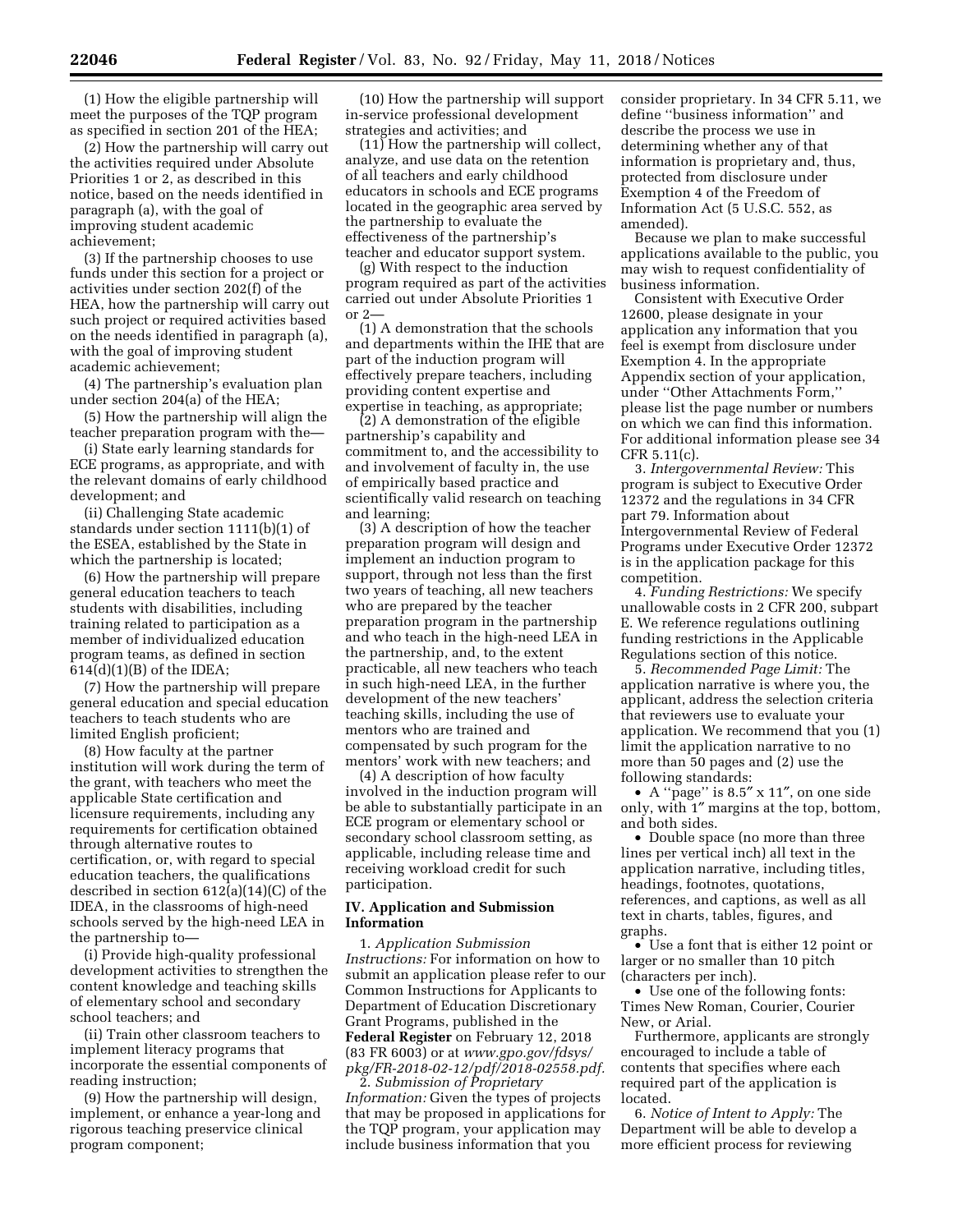(1) How the eligible partnership will meet the purposes of the TQP program as specified in section 201 of the HEA;

(2) How the partnership will carry out the activities required under Absolute Priorities 1 or 2, as described in this notice, based on the needs identified in paragraph (a), with the goal of improving student academic achievement;

(3) If the partnership chooses to use funds under this section for a project or activities under section 202(f) of the HEA, how the partnership will carry out such project or required activities based on the needs identified in paragraph (a), with the goal of improving student academic achievement;

(4) The partnership's evaluation plan under section 204(a) of the HEA;

(5) How the partnership will align the teacher preparation program with the—

(i) State early learning standards for ECE programs, as appropriate, and with the relevant domains of early childhood development; and

(ii) Challenging State academic standards under section 1111(b)(1) of the ESEA, established by the State in which the partnership is located;

(6) How the partnership will prepare general education teachers to teach students with disabilities, including training related to participation as a member of individualized education program teams, as defined in section 614(d)(1)(B) of the IDEA;

(7) How the partnership will prepare general education and special education teachers to teach students who are limited English proficient;

(8) How faculty at the partner institution will work during the term of the grant, with teachers who meet the applicable State certification and licensure requirements, including any requirements for certification obtained through alternative routes to certification, or, with regard to special education teachers, the qualifications described in section 612(a)(14)(C) of the IDEA, in the classrooms of high-need schools served by the high-need LEA in the partnership to—

(i) Provide high-quality professional development activities to strengthen the content knowledge and teaching skills of elementary school and secondary school teachers; and

(ii) Train other classroom teachers to implement literacy programs that incorporate the essential components of reading instruction;

(9) How the partnership will design, implement, or enhance a year-long and rigorous teaching preservice clinical program component;

(10) How the partnership will support in-service professional development strategies and activities; and

(11) How the partnership will collect, analyze, and use data on the retention of all teachers and early childhood educators in schools and ECE programs located in the geographic area served by the partnership to evaluate the effectiveness of the partnership's teacher and educator support system.

(g) With respect to the induction program required as part of the activities carried out under Absolute Priorities 1 or 2—

(1) A demonstration that the schools and departments within the IHE that are part of the induction program will effectively prepare teachers, including providing content expertise and expertise in teaching, as appropriate;

(2) A demonstration of the eligible partnership's capability and commitment to, and the accessibility to and involvement of faculty in, the use of empirically based practice and scientifically valid research on teaching and learning;

(3) A description of how the teacher preparation program will design and implement an induction program to support, through not less than the first two years of teaching, all new teachers who are prepared by the teacher preparation program in the partnership and who teach in the high-need LEA in the partnership, and, to the extent practicable, all new teachers who teach in such high-need LEA, in the further development of the new teachers' teaching skills, including the use of mentors who are trained and compensated by such program for the mentors' work with new teachers; and

(4) A description of how faculty involved in the induction program will be able to substantially participate in an ECE program or elementary school or secondary school classroom setting, as applicable, including release time and receiving workload credit for such participation.

### IV. Application and Submission Information

1. *Application Submission Instructions:* For information on how to submit an application please refer to our Common Instructions for Applicants to Department of Education Discretionary Grant Programs, published in the **Federal Register** on February 12, 2018 (83 FR 6003) or at *www.gpo.gov/fdsys/pkg/FR-2018-02-12/pdf/2018-02558.pdf.*

2. *Submission of Proprietary Information:* Given the types of projects that may be proposed in applications for the TQP program, your application may include business information that you consider proprietary. In 34 CFR 5.11, we define ''business information'' and describe the process we use in determining whether any of that information is proprietary and, thus, protected from disclosure under Exemption 4 of the Freedom of Information Act (5 U.S.C. 552, as amended).

Because we plan to make successful applications available to the public, you may wish to request confidentiality of business information.

Consistent with Executive Order 12600, please designate in your application any information that you feel is exempt from disclosure under Exemption 4. In the appropriate Appendix section of your application, under ''Other Attachments Form,'' please list the page number or numbers on which we can find this information. For additional information please see 34 CFR 5.11(c).

3. *Intergovernmental Review:* This program is subject to Executive Order 12372 and the regulations in 34 CFR part 79. Information about Intergovernmental Review of Federal Programs under Executive Order 12372 is in the application package for this competition.

4. *Funding Restrictions:* We specify unallowable costs in 2 CFR 200, subpart E. We reference regulations outlining funding restrictions in the Applicable Regulations section of this notice.

5. *Recommended Page Limit:* The application narrative is where you, the applicant, address the selection criteria that reviewers use to evaluate your application. We recommend that you (1) limit the application narrative to no more than 50 pages and (2) use the following standards:

- A ''page'' is 8.5″ x 11″, on one side only, with 1″ margins at the top, bottom, and both sides.
- Double space (no more than three lines per vertical inch) all text in the application narrative, including titles, headings, footnotes, quotations, references, and captions, as well as all text in charts, tables, figures, and graphs.
- Use a font that is either 12 point or larger or no smaller than 10 pitch (characters per inch).
- Use one of the following fonts: Times New Roman, Courier, Courier New, or Arial.

Furthermore, applicants are strongly encouraged to include a table of contents that specifies where each required part of the application is located.

6. *Notice of Intent to Apply:* The Department will be able to develop a more efficient process for reviewing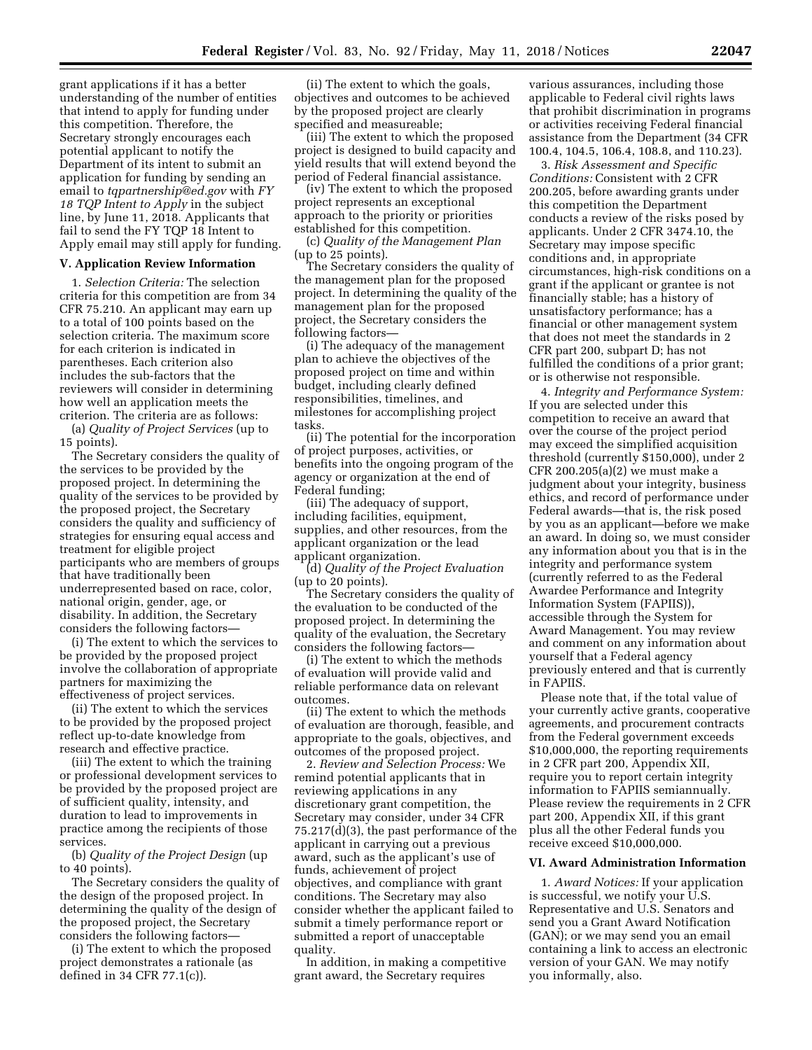grant applications if it has a better understanding of the number of entities that intend to apply for funding under this competition. Therefore, the Secretary strongly encourages each potential applicant to notify the Department of its intent to submit an application for funding by sending an email to *tqpartnership@ed.gov* with *FY 18 TQP Intent to Apply* in the subject line, by June 11, 2018. Applicants that fail to send the FY TQP 18 Intent to Apply email may still apply for funding.

## V. Application Review Information

1. *Selection Criteria:* The selection criteria for this competition are from 34 CFR 75.210. An applicant may earn up to a total of 100 points based on the selection criteria. The maximum score for each criterion is indicated in parentheses. Each criterion also includes the sub-factors that the reviewers will consider in determining how well an application meets the criterion. The criteria are as follows:

(a) *Quality of Project Services* (up to 15 points).

The Secretary considers the quality of the services to be provided by the proposed project. In determining the quality of the services to be provided by the proposed project, the Secretary considers the quality and sufficiency of strategies for ensuring equal access and treatment for eligible project participants who are members of groups that have traditionally been underrepresented based on race, color, national origin, gender, age, or disability. In addition, the Secretary considers the following factors—

(i) The extent to which the services to be provided by the proposed project involve the collaboration of appropriate partners for maximizing the effectiveness of project services.

(ii) The extent to which the services to be provided by the proposed project reflect up-to-date knowledge from research and effective practice.

(iii) The extent to which the training or professional development services to be provided by the proposed project are of sufficient quality, intensity, and duration to lead to improvements in practice among the recipients of those services.

(b) *Quality of the Project Design* (up to 40 points).

The Secretary considers the quality of the design of the proposed project. In determining the quality of the design of the proposed project, the Secretary considers the following factors—

(i) The extent to which the proposed project demonstrates a rationale (as defined in 34 CFR 77.1(c)).

(ii) The extent to which the goals, objectives and outcomes to be achieved by the proposed project are clearly specified and measureable;

(iii) The extent to which the proposed project is designed to build capacity and yield results that will extend beyond the period of Federal financial assistance.

(iv) The extent to which the proposed project represents an exceptional approach to the priority or priorities established for this competition.

(c) *Quality of the Management Plan* (up to 25 points).

The Secretary considers the quality of the management plan for the proposed project. In determining the quality of the management plan for the proposed project, the Secretary considers the following factors—

(i) The adequacy of the management plan to achieve the objectives of the proposed project on time and within budget, including clearly defined responsibilities, timelines, and milestones for accomplishing project tasks.

(ii) The potential for the incorporation of project purposes, activities, or benefits into the ongoing program of the agency or organization at the end of Federal funding;

(iii) The adequacy of support, including facilities, equipment, supplies, and other resources, from the applicant organization or the lead applicant organization.

(d) *Quality of the Project Evaluation* (up to 20 points).

The Secretary considers the quality of the evaluation to be conducted of the proposed project. In determining the quality of the evaluation, the Secretary considers the following factors—

(i) The extent to which the methods of evaluation will provide valid and reliable performance data on relevant outcomes.

(ii) The extent to which the methods of evaluation are thorough, feasible, and appropriate to the goals, objectives, and outcomes of the proposed project.

2. *Review and Selection Process:* We remind potential applicants that in reviewing applications in any discretionary grant competition, the Secretary may consider, under 34 CFR 75.217(d)(3), the past performance of the applicant in carrying out a previous award, such as the applicant's use of funds, achievement of project objectives, and compliance with grant conditions. The Secretary may also consider whether the applicant failed to submit a timely performance report or submitted a report of unacceptable quality.

In addition, in making a competitive grant award, the Secretary requires various assurances, including those applicable to Federal civil rights laws that prohibit discrimination in programs or activities receiving Federal financial assistance from the Department (34 CFR 100.4, 104.5, 106.4, 108.8, and 110.23).

3. *Risk Assessment and Specific Conditions:* Consistent with 2 CFR 200.205, before awarding grants under this competition the Department conducts a review of the risks posed by applicants. Under 2 CFR 3474.10, the Secretary may impose specific conditions and, in appropriate circumstances, high-risk conditions on a grant if the applicant or grantee is not financially stable; has a history of unsatisfactory performance; has a financial or other management system that does not meet the standards in 2 CFR part 200, subpart D; has not fulfilled the conditions of a prior grant; or is otherwise not responsible.

4. *Integrity and Performance System:* If you are selected under this competition to receive an award that over the course of the project period may exceed the simplified acquisition threshold (currently $150,000), under 2 CFR 200.205(a)(2) we must make a judgment about your integrity, business ethics, and record of performance under Federal awards—that is, the risk posed by you as an applicant—before we make an award. In doing so, we must consider any information about you that is in the integrity and performance system (currently referred to as the Federal Awardee Performance and Integrity Information System (FAPIIS)), accessible through the System for Award Management. You may review and comment on any information about yourself that a Federal agency previously entered and that is currently in FAPIIS.

Please note that, if the total value of your currently active grants, cooperative agreements, and procurement contracts from the Federal government exceeds $10,000,000, the reporting requirements in 2 CFR part 200, Appendix XII, require you to report certain integrity information to FAPIIS semiannually. Please review the requirements in 2 CFR part 200, Appendix XII, if this grant plus all the other Federal funds you receive exceed $10,000,000.

## VI. Award Administration Information

1. *Award Notices:* If your application is successful, we notify your U.S. Representative and U.S. Senators and send you a Grant Award Notification (GAN); or we may send you an email containing a link to access an electronic version of your GAN. We may notify you informally, also.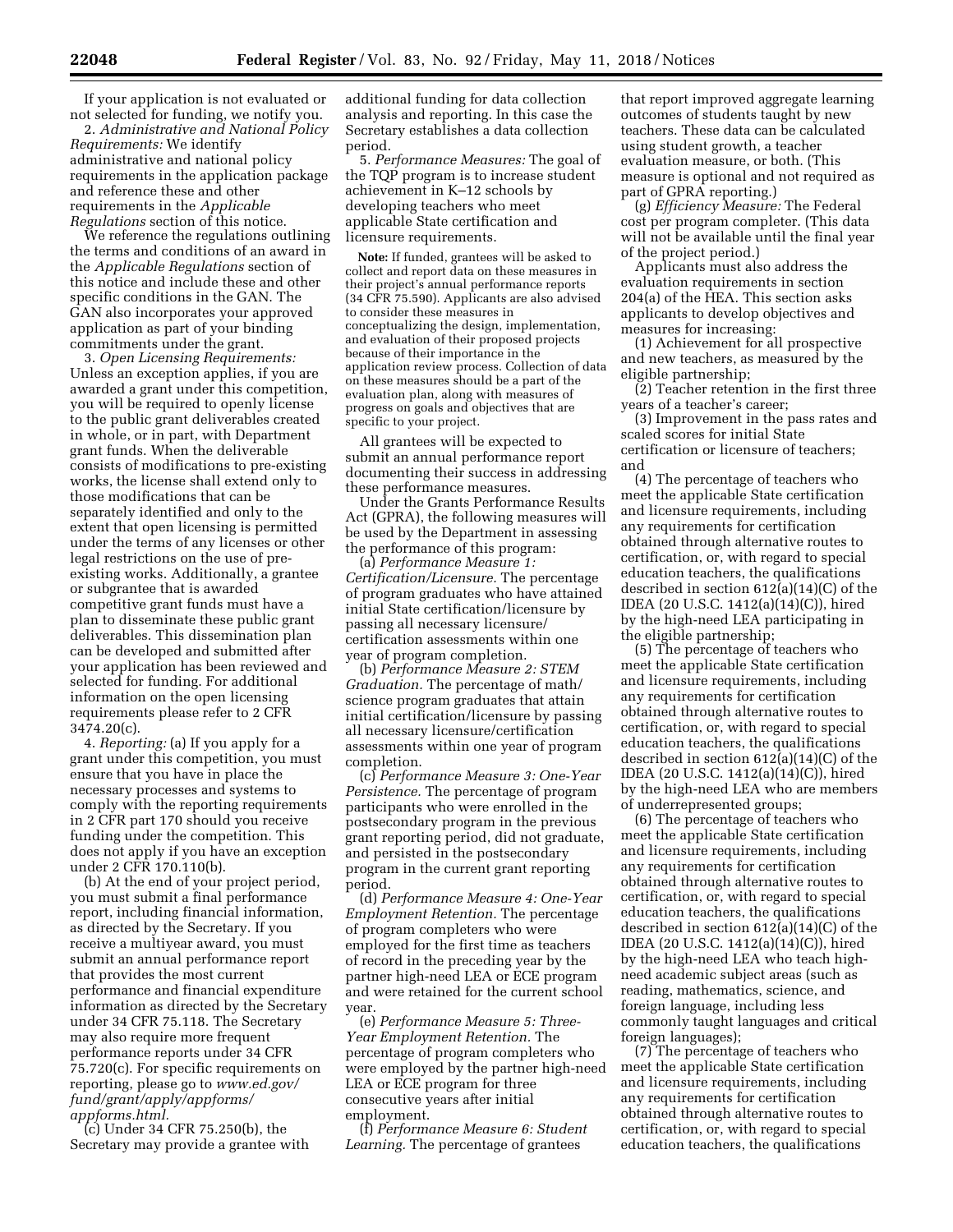If your application is not evaluated or not selected for funding, we notify you.

2. *Administrative and National Policy Requirements:* We identify administrative and national policy requirements in the application package and reference these and other requirements in the *Applicable Regulations* section of this notice.

We reference the regulations outlining the terms and conditions of an award in the *Applicable Regulations* section of this notice and include these and other specific conditions in the GAN. The GAN also incorporates your approved application as part of your binding commitments under the grant.

3. *Open Licensing Requirements:* Unless an exception applies, if you are awarded a grant under this competition, you will be required to openly license to the public grant deliverables created in whole, or in part, with Department grant funds. When the deliverable consists of modifications to pre-existing works, the license shall extend only to those modifications that can be separately identified and only to the extent that open licensing is permitted under the terms of any licenses or other legal restrictions on the use of pre-existing works. Additionally, a grantee or subgrantee that is awarded competitive grant funds must have a plan to disseminate these public grant deliverables. This dissemination plan can be developed and submitted after your application has been reviewed and selected for funding. For additional information on the open licensing requirements please refer to 2 CFR 3474.20(c).

4. *Reporting:* (a) If you apply for a grant under this competition, you must ensure that you have in place the necessary processes and systems to comply with the reporting requirements in 2 CFR part 170 should you receive funding under the competition. This does not apply if you have an exception under 2 CFR 170.110(b).

(b) At the end of your project period, you must submit a final performance report, including financial information, as directed by the Secretary. If you receive a multiyear award, you must submit an annual performance report that provides the most current performance and financial expenditure information as directed by the Secretary under 34 CFR 75.118. The Secretary may also require more frequent performance reports under 34 CFR 75.720(c). For specific requirements on reporting, please go to *www.ed.gov/fund/grant/apply/appforms/appforms.html.*

(c) Under 34 CFR 75.250(b), the Secretary may provide a grantee with additional funding for data collection analysis and reporting. In this case the Secretary establishes a data collection period.

5. *Performance Measures:* The goal of the TQP program is to increase student achievement in K–12 schools by developing teachers who meet applicable State certification and licensure requirements.

**Note:** If funded, grantees will be asked to collect and report data on these measures in their project's annual performance reports (34 CFR 75.590). Applicants are also advised to consider these measures in conceptualizing the design, implementation, and evaluation of their proposed projects because of their importance in the application review process. Collection of data on these measures should be a part of the evaluation plan, along with measures of progress on goals and objectives that are specific to your project.

All grantees will be expected to submit an annual performance report documenting their success in addressing these performance measures.

Under the Grants Performance Results Act (GPRA), the following measures will be used by the Department in assessing the performance of this program:

(a) *Performance Measure 1: Certification/Licensure.* The percentage of program graduates who have attained initial State certification/licensure by passing all necessary licensure/certification assessments within one year of program completion.

(b) *Performance Measure 2: STEM Graduation.* The percentage of math/science program graduates that attain initial certification/licensure by passing all necessary licensure/certification assessments within one year of program completion.

(c) *Performance Measure 3: One-Year Persistence.* The percentage of program participants who were enrolled in the postsecondary program in the previous grant reporting period, did not graduate, and persisted in the postsecondary program in the current grant reporting period.

(d) *Performance Measure 4: One-Year Employment Retention.* The percentage of program completers who were employed for the first time as teachers of record in the preceding year by the partner high-need LEA or ECE program and were retained for the current school year.

(e) *Performance Measure 5: Three-Year Employment Retention.* The percentage of program completers who were employed by the partner high-need LEA or ECE program for three consecutive years after initial employment.

(f) *Performance Measure 6: Student Learning.* The percentage of grantees that report improved aggregate learning outcomes of students taught by new teachers. These data can be calculated using student growth, a teacher evaluation measure, or both. (This measure is optional and not required as part of GPRA reporting.)

(g) *Efficiency Measure:* The Federal cost per program completer. (This data will not be available until the final year of the project period.)

Applicants must also address the evaluation requirements in section 204(a) of the HEA. This section asks applicants to develop objectives and measures for increasing:

(1) Achievement for all prospective and new teachers, as measured by the eligible partnership;

(2) Teacher retention in the first three years of a teacher's career;

(3) Improvement in the pass rates and scaled scores for initial State certification or licensure of teachers; and

(4) The percentage of teachers who meet the applicable State certification and licensure requirements, including any requirements for certification obtained through alternative routes to certification, or, with regard to special education teachers, the qualifications described in section 612(a)(14)(C) of the IDEA (20 U.S.C. 1412(a)(14)(C)), hired by the high-need LEA participating in the eligible partnership;

(5) The percentage of teachers who meet the applicable State certification and licensure requirements, including any requirements for certification obtained through alternative routes to certification, or, with regard to special education teachers, the qualifications described in section 612(a)(14)(C) of the IDEA (20 U.S.C. 1412(a)(14)(C)), hired by the high-need LEA who are members of underrepresented groups;

(6) The percentage of teachers who meet the applicable State certification and licensure requirements, including any requirements for certification obtained through alternative routes to certification, or, with regard to special education teachers, the qualifications described in section 612(a)(14)(C) of the IDEA (20 U.S.C. 1412(a)(14)(C)), hired by the high-need LEA who teach high-need academic subject areas (such as reading, mathematics, science, and foreign language, including less commonly taught languages and critical foreign languages);

(7) The percentage of teachers who meet the applicable State certification and licensure requirements, including any requirements for certification obtained through alternative routes to certification, or, with regard to special education teachers, the qualifications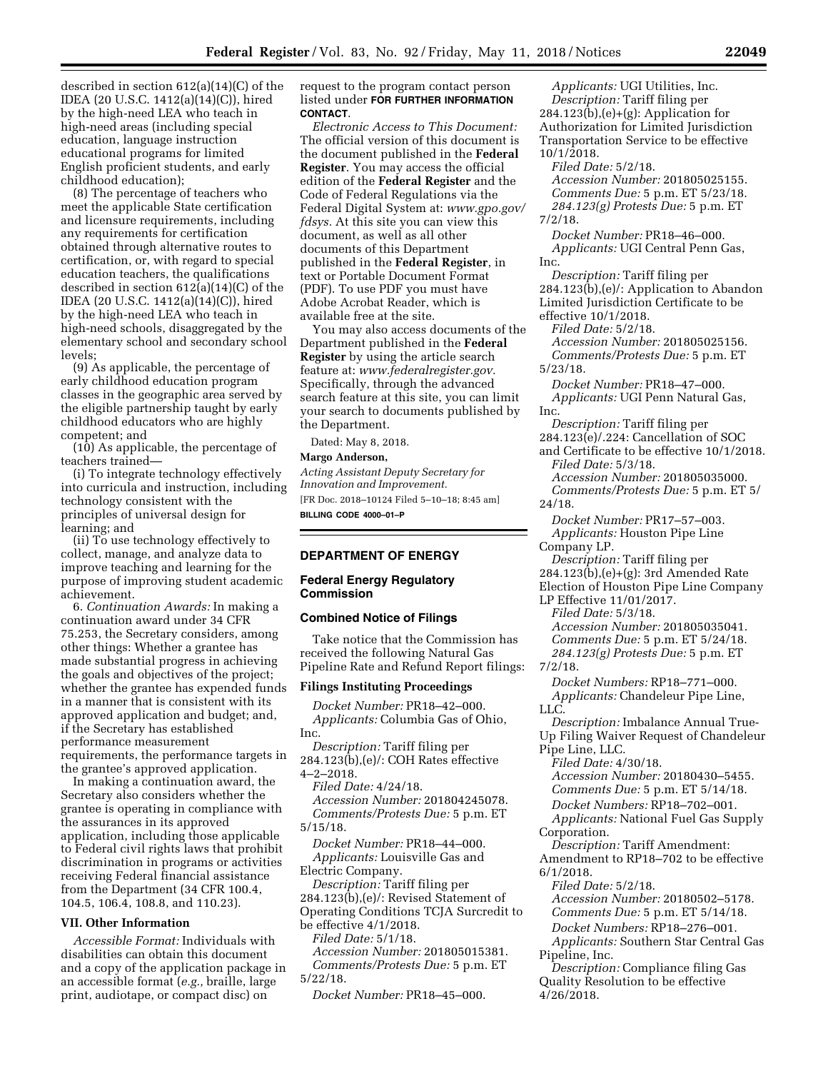described in section 612(a)(14)(C) of the IDEA (20 U.S.C. 1412(a)(14)(C)), hired by the high-need LEA who teach in high-need areas (including special education, language instruction educational programs for limited English proficient students, and early childhood education);

(8) The percentage of teachers who meet the applicable State certification and licensure requirements, including any requirements for certification obtained through alternative routes to certification, or, with regard to special education teachers, the qualifications described in section 612(a)(14)(C) of the IDEA (20 U.S.C. 1412(a)(14)(C)), hired by the high-need LEA who teach in high-need schools, disaggregated by the elementary school and secondary school levels;

(9) As applicable, the percentage of early childhood education program classes in the geographic area served by the eligible partnership taught by early childhood educators who are highly competent; and

(10) As applicable, the percentage of teachers trained—

(i) To integrate technology effectively into curricula and instruction, including technology consistent with the principles of universal design for learning; and

(ii) To use technology effectively to collect, manage, and analyze data to improve teaching and learning for the purpose of improving student academic achievement.

6. *Continuation Awards:* In making a continuation award under 34 CFR 75.253, the Secretary considers, among other things: Whether a grantee has made substantial progress in achieving the goals and objectives of the project; whether the grantee has expended funds in a manner that is consistent with its approved application and budget; and, if the Secretary has established performance measurement requirements, the performance targets in the grantee's approved application.

In making a continuation award, the Secretary also considers whether the grantee is operating in compliance with the assurances in its approved application, including those applicable to Federal civil rights laws that prohibit discrimination in programs or activities receiving Federal financial assistance from the Department (34 CFR 100.4, 104.5, 106.4, 108.8, and 110.23).

### VII. Other Information

*Accessible Format:* Individuals with disabilities can obtain this document and a copy of the application package in an accessible format (*e.g.,* braille, large print, audiotape, or compact disc) on request to the program contact person listed under **FOR FURTHER INFORMATION CONTACT**.

*Electronic Access to This Document:* The official version of this document is the document published in the **Federal Register**. You may access the official edition of the **Federal Register** and the Code of Federal Regulations via the Federal Digital System at: *www.gpo.gov/fdsys*. At this site you can view this document, as well as all other documents of this Department published in the **Federal Register**, in text or Portable Document Format (PDF). To use PDF you must have Adobe Acrobat Reader, which is available free at the site.

You may also access documents of the Department published in the **Federal Register** by using the article search feature at: *www.federalregister.gov*. Specifically, through the advanced search feature at this site, you can limit your search to documents published by the Department.

Dated: May 8, 2018.

**Margo Anderson,**

*Acting Assistant Deputy Secretary for Innovation and Improvement.*

[FR Doc. 2018–10124 Filed 5–10–18; 8:45 am]

**BILLING CODE 4000–01–P**

## DEPARTMENT OF ENERGY

### Federal Energy Regulatory Commission

### Combined Notice of Filings

Take notice that the Commission has received the following Natural Gas Pipeline Rate and Refund Report filings:

#### Filings Instituting Proceedings

*Docket Number:* PR18–42–000.
*Applicants:* Columbia Gas of Ohio, Inc.
*Description:* Tariff filing per 284.123(b),(e)/: COH Rates effective 4–2–2018.
*Filed Date:* 4/24/18.
*Accession Number:* 201804245078.
*Comments/Protests Due:* 5 p.m. ET 5/15/18.

*Docket Number:* PR18–44–000.
*Applicants:* Louisville Gas and Electric Company.
*Description:* Tariff filing per 284.123(b),(e)/: Revised Statement of Operating Conditions TCJA Surcredit to be effective 4/1/2018.
*Filed Date:* 5/1/18.
*Accession Number:* 201805015381.
*Comments/Protests Due:* 5 p.m. ET 5/22/18.

*Docket Number:* PR18–45–000.
*Applicants:* UGI Utilities, Inc.
*Description:* Tariff filing per 284.123(b),(e)+(g): Application for Authorization for Limited Jurisdiction Transportation Service to be effective 10/1/2018.
*Filed Date:* 5/2/18.
*Accession Number:* 201805025155.
*Comments Due:* 5 p.m. ET 5/23/18.
*284.123(g) Protests Due:* 5 p.m. ET 7/2/18.

*Docket Number:* PR18–46–000.
*Applicants:* UGI Central Penn Gas, Inc.
*Description:* Tariff filing per 284.123(b),(e)/: Application to Abandon Limited Jurisdiction Certificate to be effective 10/1/2018.
*Filed Date:* 5/2/18.
*Accession Number:* 201805025156.
*Comments/Protests Due:* 5 p.m. ET 5/23/18.

*Docket Number:* PR18–47–000.
*Applicants:* UGI Penn Natural Gas, Inc.
*Description:* Tariff filing per 284.123(e)/.224: Cancellation of SOC and Certificate to be effective 10/1/2018.
*Filed Date:* 5/3/18.
*Accession Number:* 201805035000.
*Comments/Protests Due:* 5 p.m. ET 5/24/18.

*Docket Number:* PR17–57–003.
*Applicants:* Houston Pipe Line Company LP.
*Description:* Tariff filing per 284.123(b),(e)+(g): 3rd Amended Rate Election of Houston Pipe Line Company LP Effective 11/01/2017.
*Filed Date:* 5/3/18.
*Accession Number:* 201805035041.
*Comments Due:* 5 p.m. ET 5/24/18.
*284.123(g) Protests Due:* 5 p.m. ET 7/2/18.

*Docket Numbers:* RP18–771–000.
*Applicants:* Chandeleur Pipe Line, LLC.
*Description:* Imbalance Annual True-Up Filing Waiver Request of Chandeleur Pipe Line, LLC.
*Filed Date:* 4/30/18.
*Accession Number:* 20180430–5455.
*Comments Due:* 5 p.m. ET 5/14/18.

*Docket Numbers:* RP18–702–001.
*Applicants:* National Fuel Gas Supply Corporation.
*Description:* Tariff Amendment: Amendment to RP18–702 to be effective 6/1/2018.
*Filed Date:* 5/2/18.
*Accession Number:* 20180502–5178.
*Comments Due:* 5 p.m. ET 5/14/18.

*Docket Numbers:* RP18–276–001.
*Applicants:* Southern Star Central Gas Pipeline, Inc.
*Description:* Compliance filing Gas Quality Resolution to be effective 4/26/2018.